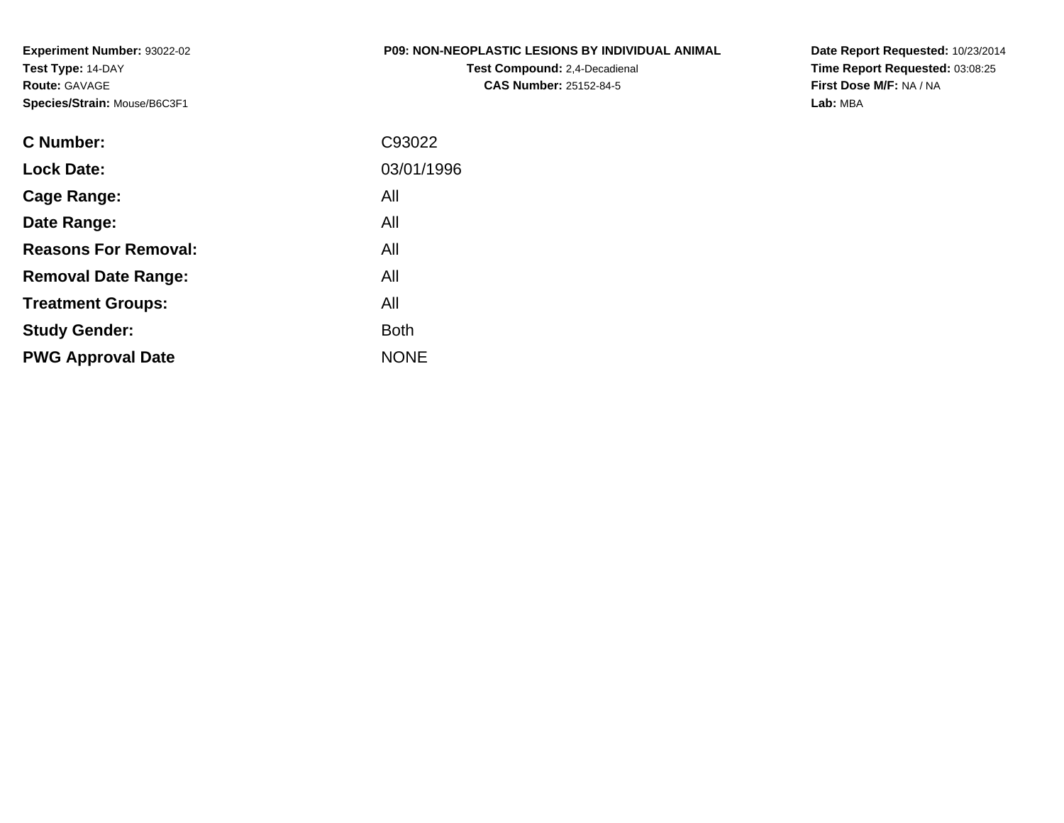**Experiment Number:** 93022-02
**Test Type:** 14-DAY
**Route:** GAVAGE
**Species/Strain:** Mouse/B6C3F1

**P09: NON-NEOPLASTIC LESIONS BY INDIVIDUAL ANIMAL**
**Test Compound:** 2,4-Decadienal
**CAS Number:** 25152-84-5

**Date Report Requested:** 10/23/2014
**Time Report Requested:** 03:08:25
**First Dose M/F:** NA / NA
**Lab:** MBA

| | |
|---|---|
| **C Number:** | C93022 |
| **Lock Date:** | 03/01/1996 |
| **Cage Range:** | All |
| **Date Range:** | All |
| **Reasons For Removal:** | All |
| **Removal Date Range:** | All |
| **Treatment Groups:** | All |
| **Study Gender:** | Both |
| **PWG Approval Date** | NONE |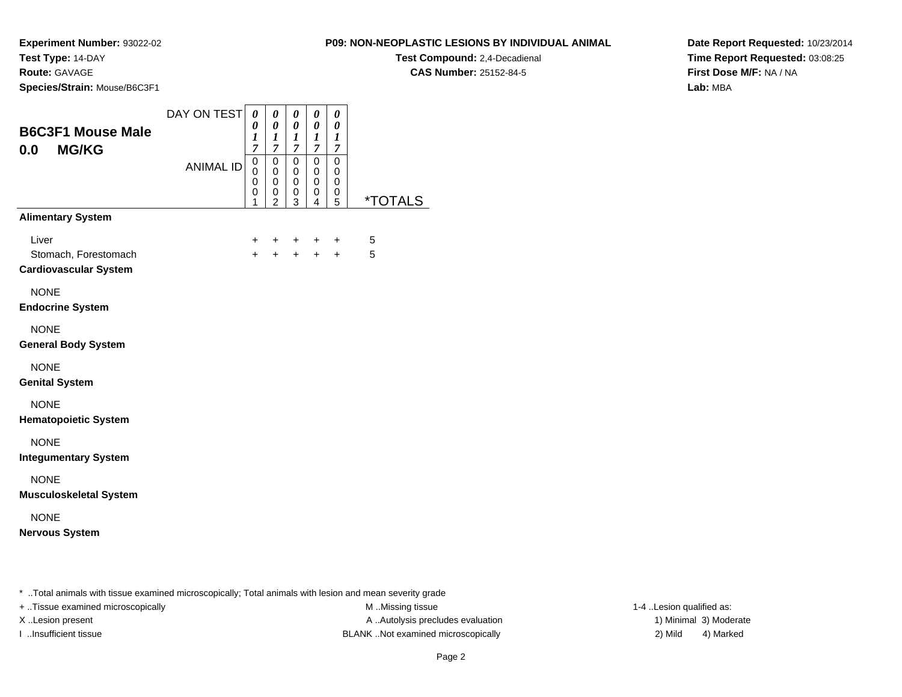**Experiment Number:** 93022-02
**Test Type:** 14-DAY
**Route:** GAVAGE
**Species/Strain:** Mouse/B6C3F1

**P09: NON-NEOPLASTIC LESIONS BY INDIVIDUAL ANIMAL**
**Test Compound:** 2,4-Decadienal
**CAS Number:** 25152-84-5

**Date Report Requested:** 10/23/2014
**Time Report Requested:** 03:08:25
**First Dose M/F:** NA / NA
**Lab:** MBA

## B6C3F1 Mouse Male
## 0.0 MG/KG

| | | | | | | |
|---|---|---|---|---|---|---|
| DAY ON TEST | 0017 | 0017 | 0017 | 0017 | 0017 | |
| ANIMAL ID | 00001 | 00002 | 00003 | 00004 | 00005 | *TOTALS |
| **Alimentary System** | | | | | | |
| Liver | + | + | + | + | + | 5 |
| Stomach, Forestomach | + | + | + | + | + | 5 |
| **Cardiovascular System** | | | | | | |
| NONE | | | | | | |
| **Endocrine System** | | | | | | |
| NONE | | | | | | |
| **General Body System** | | | | | | |
| NONE | | | | | | |
| **Genital System** | | | | | | |
| NONE | | | | | | |
| **Hematopoietic System** | | | | | | |
| NONE | | | | | | |
| **Integumentary System** | | | | | | |
| NONE | | | | | | |
| **Musculoskeletal System** | | | | | | |
| NONE | | | | | | |
| **Nervous System** | | | | | | |

* ..Total animals with tissue examined microscopically; Total animals with lesion and mean severity grade
+ ..Tissue examined microscopically
X ..Lesion present
I ..Insufficient tissue

M ..Missing tissue
A ..Autolysis precludes evaluation
BLANK ..Not examined microscopically

1-4 ..Lesion qualified as:
1) Minimal 3) Moderate
2) Mild 4) Marked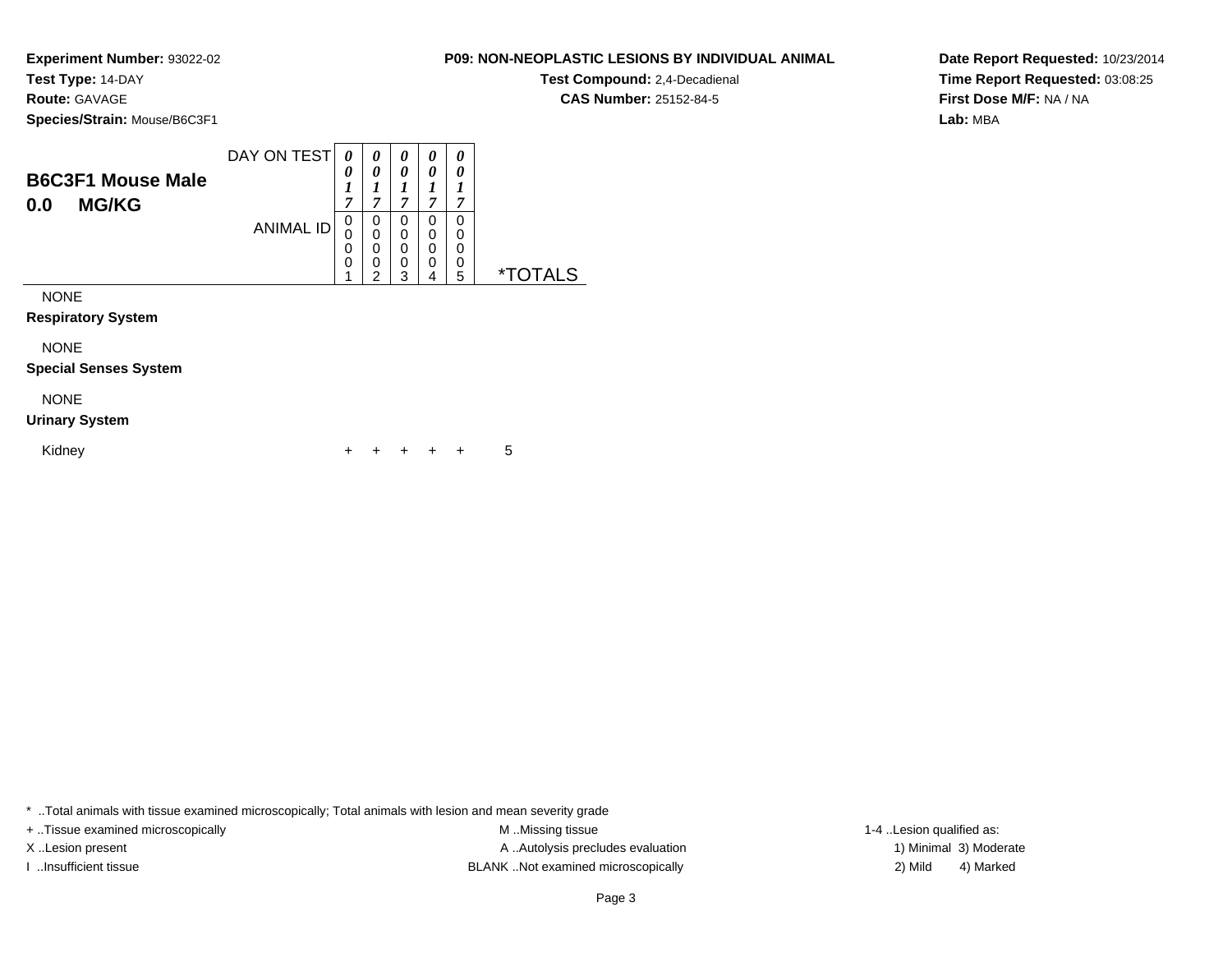**Experiment Number:** 93022-02
**Test Type:** 14-DAY
**Route:** GAVAGE
**Species/Strain:** Mouse/B6C3F1

**P09: NON-NEOPLASTIC LESIONS BY INDIVIDUAL ANIMAL**
**Test Compound:** 2,4-Decadienal
**CAS Number:** 25152-84-5

**Date Report Requested:** 10/23/2014
**Time Report Requested:** 03:08:25
**First Dose M/F:** NA / NA
**Lab:** MBA

## B6C3F1 Mouse Male
## 0.0 MG/KG

| DAY ON TEST | 0017 | 0017 | 0017 | 0017 | 0017 | |
|---|---|---|---|---|---|---|
| **ANIMAL ID** | 00001 | 00002 | 00003 | 00004 | 00005 | ***TOTALS** |
| NONE | | | | | | |
| **Respiratory System** | | | | | | |
| NONE | | | | | | |
| **Special Senses System** | | | | | | |
| NONE | | | | | | |
| **Urinary System** | | | | | | |
| Kidney | + | + | + | + | + | 5 |

* ..Total animals with tissue examined microscopically; Total animals with lesion and mean severity grade
+ ..Tissue examined microscopically
X ..Lesion present
I ..Insufficient tissue
M ..Missing tissue
A ..Autolysis precludes evaluation
BLANK ..Not examined microscopically
1-4 ..Lesion qualified as:
1) Minimal 3) Moderate
2) Mild 4) Marked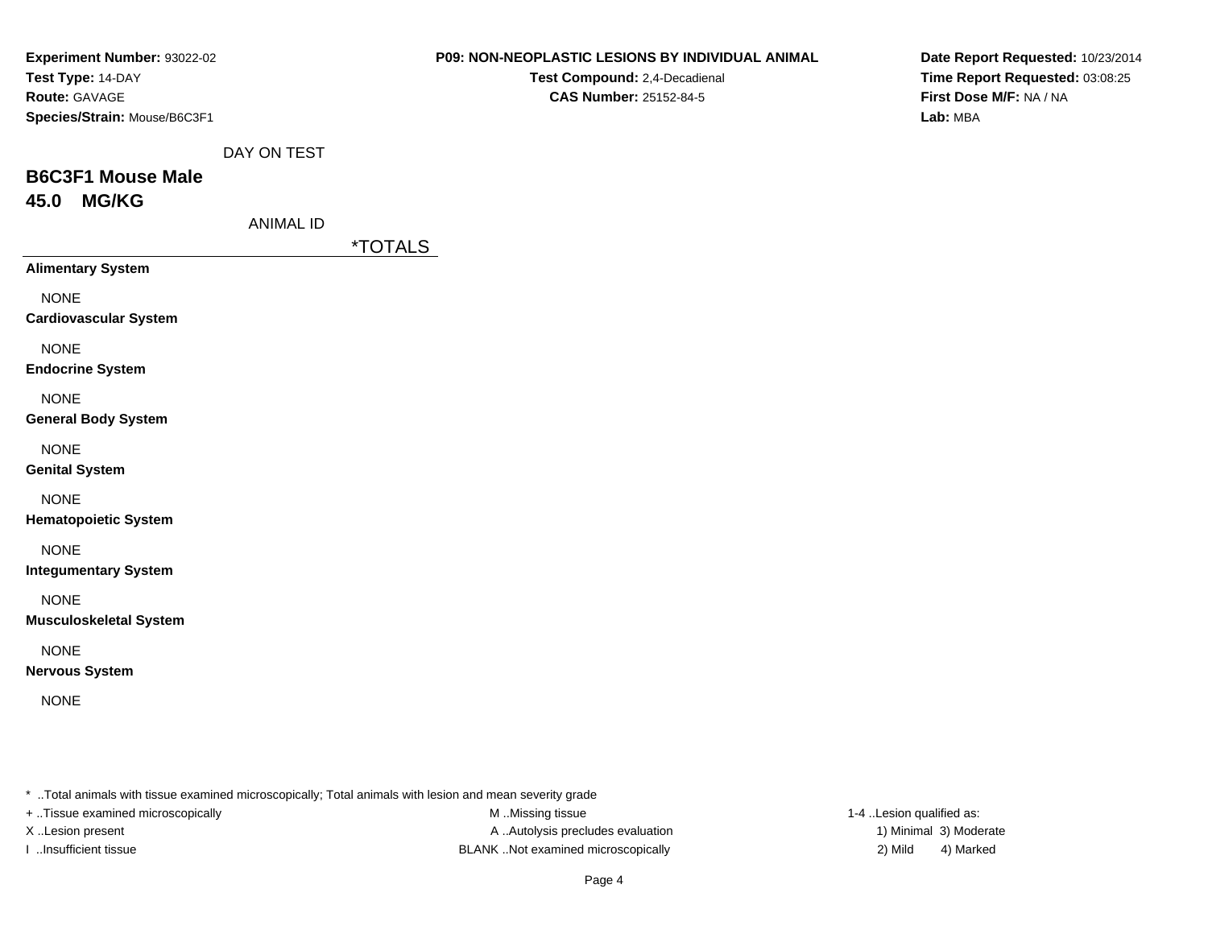**Experiment Number:** 93022-02
**Test Type:** 14-DAY
**Route:** GAVAGE
**Species/Strain:** Mouse/B6C3F1

**P09: NON-NEOPLASTIC LESIONS BY INDIVIDUAL ANIMAL**
**Test Compound:** 2,4-Decadienal
**CAS Number:** 25152-84-5

**Date Report Requested:** 10/23/2014
**Time Report Requested:** 03:08:25
**First Dose M/F:** NA / NA
**Lab:** MBA

DAY ON TEST

## B6C3F1 Mouse Male
## 45.0 MG/KG

ANIMAL ID

| | *TOTALS |
|---|---|
| **Alimentary System** | |
| NONE | |
| **Cardiovascular System** | |
| NONE | |
| **Endocrine System** | |
| NONE | |
| **General Body System** | |
| NONE | |
| **Genital System** | |
| NONE | |
| **Hematopoietic System** | |
| NONE | |
| **Integumentary System** | |
| NONE | |
| **Musculoskeletal System** | |
| NONE | |
| **Nervous System** | |
| NONE | |

* ..Total animals with tissue examined microscopically; Total animals with lesion and mean severity grade
+ ..Tissue examined microscopically
X ..Lesion present
I ..Insufficient tissue
M ..Missing tissue
A ..Autolysis precludes evaluation
BLANK ..Not examined microscopically
1-4 ..Lesion qualified as:
1) Minimal 3) Moderate
2) Mild 4) Marked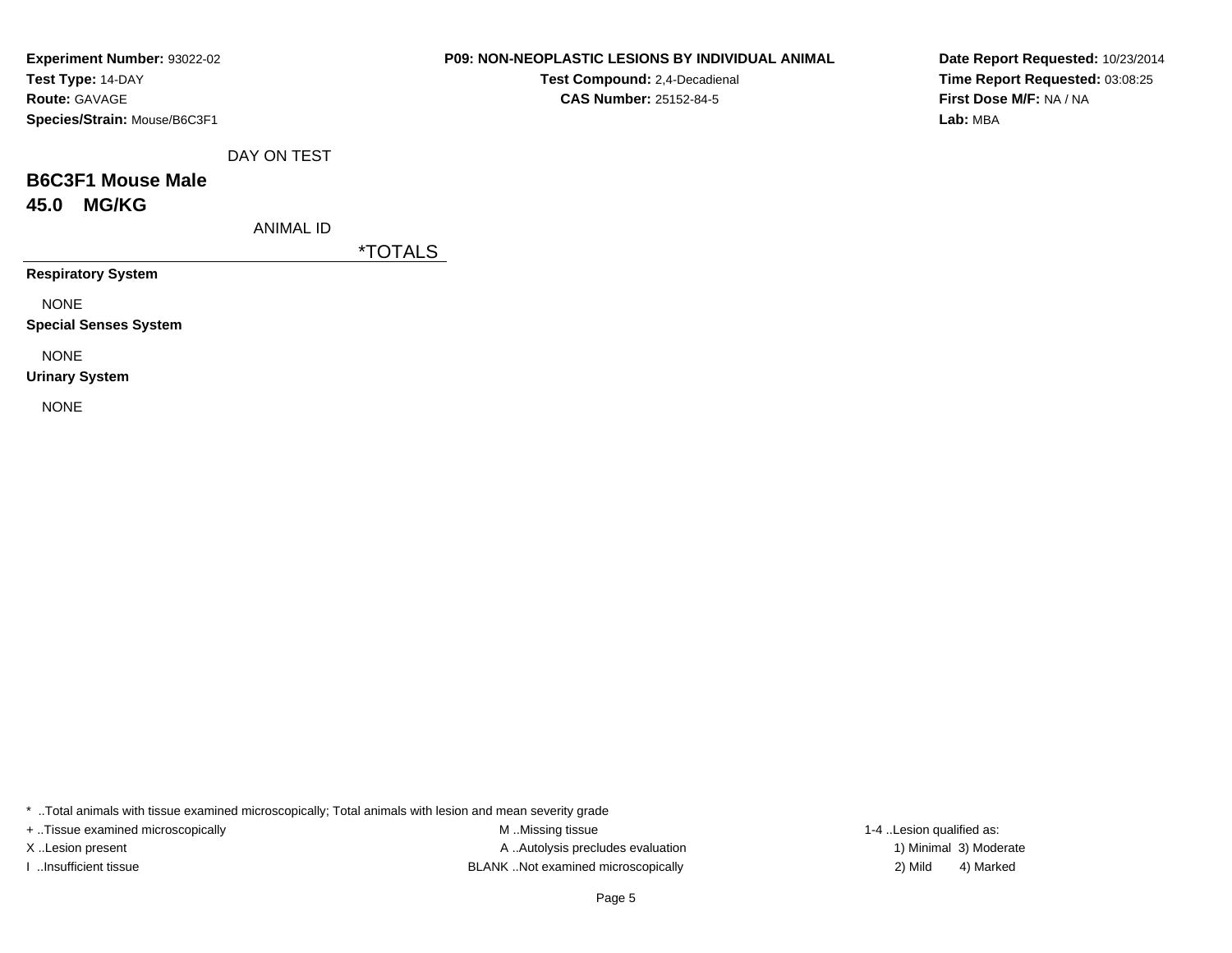**Experiment Number:** 93022-02
**Test Type:** 14-DAY
**Route:** GAVAGE
**Species/Strain:** Mouse/B6C3F1

**P09: NON-NEOPLASTIC LESIONS BY INDIVIDUAL ANIMAL**
**Test Compound:** 2,4-Decadienal
**CAS Number:** 25152-84-5

**Date Report Requested:** 10/23/2014
**Time Report Requested:** 03:08:25
**First Dose M/F:** NA / NA
**Lab:** MBA

DAY ON TEST

## B6C3F1 Mouse Male
## 45.0 MG/KG

ANIMAL ID

| | *TOTALS |
|---|---|
| **Respiratory System** | |
| NONE | |
| **Special Senses System** | |
| NONE | |
| **Urinary System** | |
| NONE | |

* ..Total animals with tissue examined microscopically; Total animals with lesion and mean severity grade
+ ..Tissue examined microscopically
X ..Lesion present
I ..Insufficient tissue
M ..Missing tissue
A ..Autolysis precludes evaluation
BLANK ..Not examined microscopically
1-4 ..Lesion qualified as:
1) Minimal 3) Moderate
2) Mild 4) Marked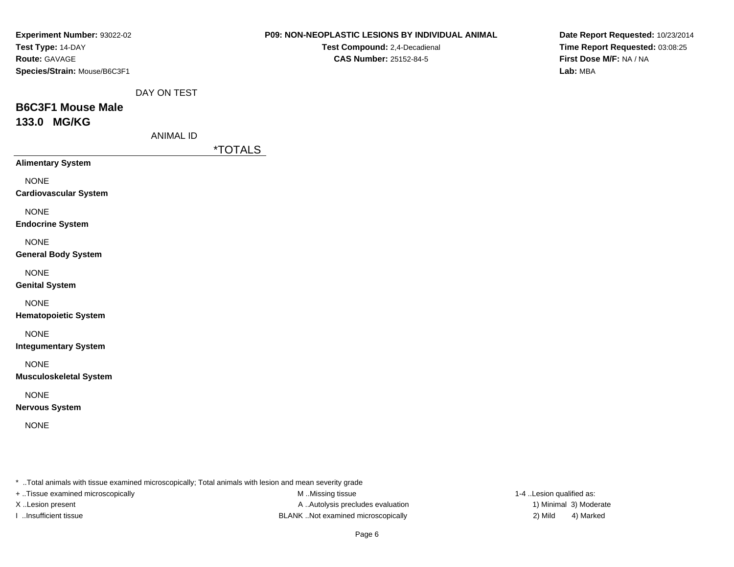**Experiment Number:** 93022-02
**Test Type:** 14-DAY
**Route:** GAVAGE
**Species/Strain:** Mouse/B6C3F1

**P09: NON-NEOPLASTIC LESIONS BY INDIVIDUAL ANIMAL**
**Test Compound:** 2,4-Decadienal
**CAS Number:** 25152-84-5

**Date Report Requested:** 10/23/2014
**Time Report Requested:** 03:08:25
**First Dose M/F:** NA / NA
**Lab:** MBA

DAY ON TEST

## B6C3F1 Mouse Male
## 133.0 MG/KG

ANIMAL ID

| | *TOTALS |
|---|---|
| **Alimentary System** | |
| NONE | |
| **Cardiovascular System** | |
| NONE | |
| **Endocrine System** | |
| NONE | |
| **General Body System** | |
| NONE | |
| **Genital System** | |
| NONE | |
| **Hematopoietic System** | |
| NONE | |
| **Integumentary System** | |
| NONE | |
| **Musculoskeletal System** | |
| NONE | |
| **Nervous System** | |
| NONE | |

* ..Total animals with tissue examined microscopically; Total animals with lesion and mean severity grade
+ ..Tissue examined microscopically
X ..Lesion present
I ..Insufficient tissue

M ..Missing tissue
A ..Autolysis precludes evaluation
BLANK ..Not examined microscopically

1-4 ..Lesion qualified as:
1) Minimal 3) Moderate
2) Mild 4) Marked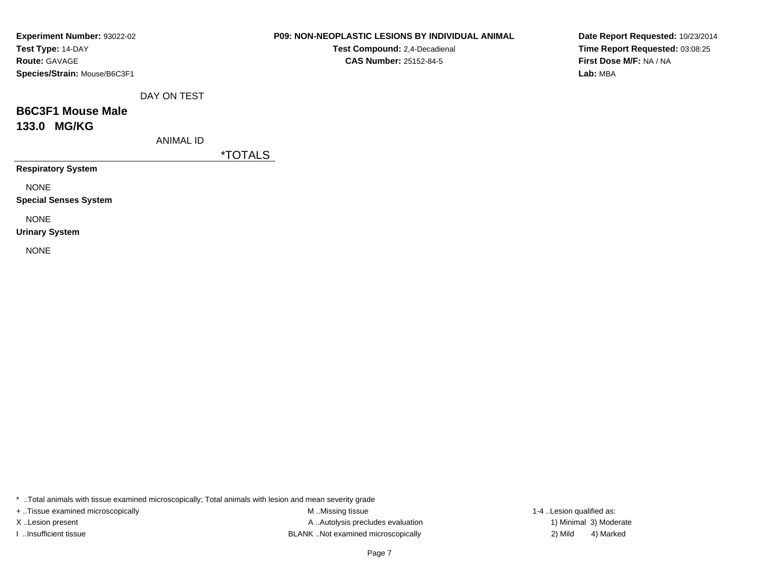**Experiment Number:** 93022-02
**Test Type:** 14-DAY
**Route:** GAVAGE
**Species/Strain:** Mouse/B6C3F1

**P09: NON-NEOPLASTIC LESIONS BY INDIVIDUAL ANIMAL**
**Test Compound:** 2,4-Decadienal
**CAS Number:** 25152-84-5

**Date Report Requested:** 10/23/2014
**Time Report Requested:** 03:08:25
**First Dose M/F:** NA / NA
**Lab:** MBA

DAY ON TEST

## B6C3F1 Mouse Male
## 133.0 MG/KG

ANIMAL ID

| | *TOTALS |
|---|---|
| **Respiratory System** | |
| NONE | |
| **Special Senses System** | |
| NONE | |
| **Urinary System** | |
| NONE | |

* ..Total animals with tissue examined microscopically; Total animals with lesion and mean severity grade
+ ..Tissue examined microscopically
X ..Lesion present
I ..Insufficient tissue
M ..Missing tissue
A ..Autolysis precludes evaluation
BLANK ..Not examined microscopically
1-4 ..Lesion qualified as:
1) Minimal 3) Moderate
2) Mild 4) Marked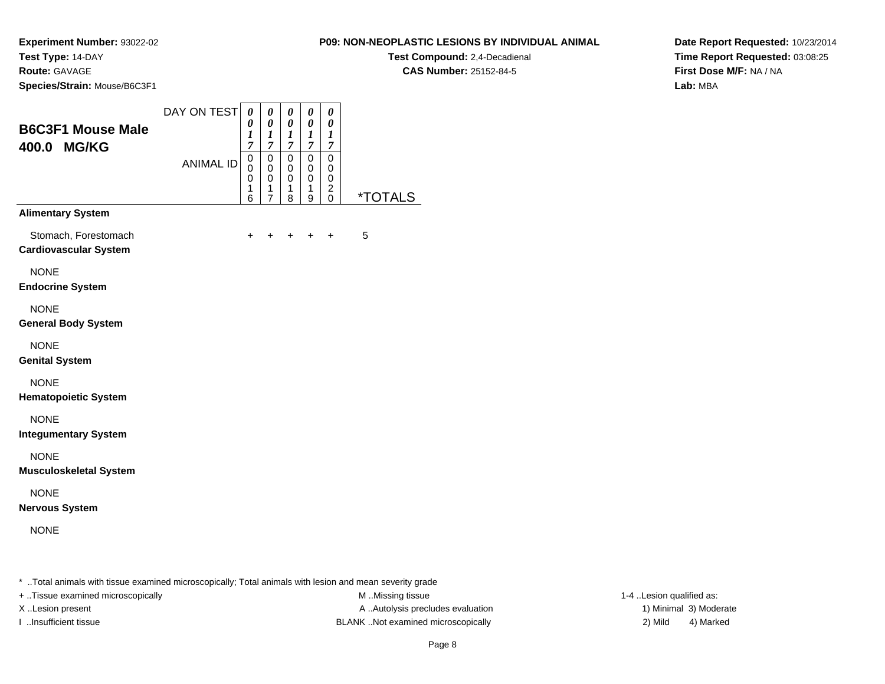**Experiment Number:** 93022-02
**Test Type:** 14-DAY
**Route:** GAVAGE
**Species/Strain:** Mouse/B6C3F1

**P09: NON-NEOPLASTIC LESIONS BY INDIVIDUAL ANIMAL**
**Test Compound:** 2,4-Decadienal
**CAS Number:** 25152-84-5

**Date Report Requested:** 10/23/2014
**Time Report Requested:** 03:08:25
**First Dose M/F:** NA / NA
**Lab:** MBA

## B6C3F1 Mouse Male 400.0 MG/KG

| DAY ON TEST | 0017 | 0017 | 0017 | 0017 | 0017 | |
|---|---|---|---|---|---|---|
| **ANIMAL ID** | 00016 | 00017 | 00018 | 00019 | 00020 | ***TOTALS** |
| **Alimentary System** | | | | | | |
| Stomach, Forestomach | + | + | + | + | + | 5 |
| **Cardiovascular System** | | | | | | |
| NONE | | | | | | |
| **Endocrine System** | | | | | | |
| NONE | | | | | | |
| **General Body System** | | | | | | |
| NONE | | | | | | |
| **Genital System** | | | | | | |
| NONE | | | | | | |
| **Hematopoietic System** | | | | | | |
| NONE | | | | | | |
| **Integumentary System** | | | | | | |
| NONE | | | | | | |
| **Musculoskeletal System** | | | | | | |
| NONE | | | | | | |
| **Nervous System** | | | | | | |
| NONE | | | | | | |

* ..Total animals with tissue examined microscopically; Total animals with lesion and mean severity grade
+ ..Tissue examined microscopically
X ..Lesion present
I ..Insufficient tissue
M ..Missing tissue
A ..Autolysis precludes evaluation
BLANK ..Not examined microscopically
1-4 ..Lesion qualified as:
1) Minimal 3) Moderate
2) Mild 4) Marked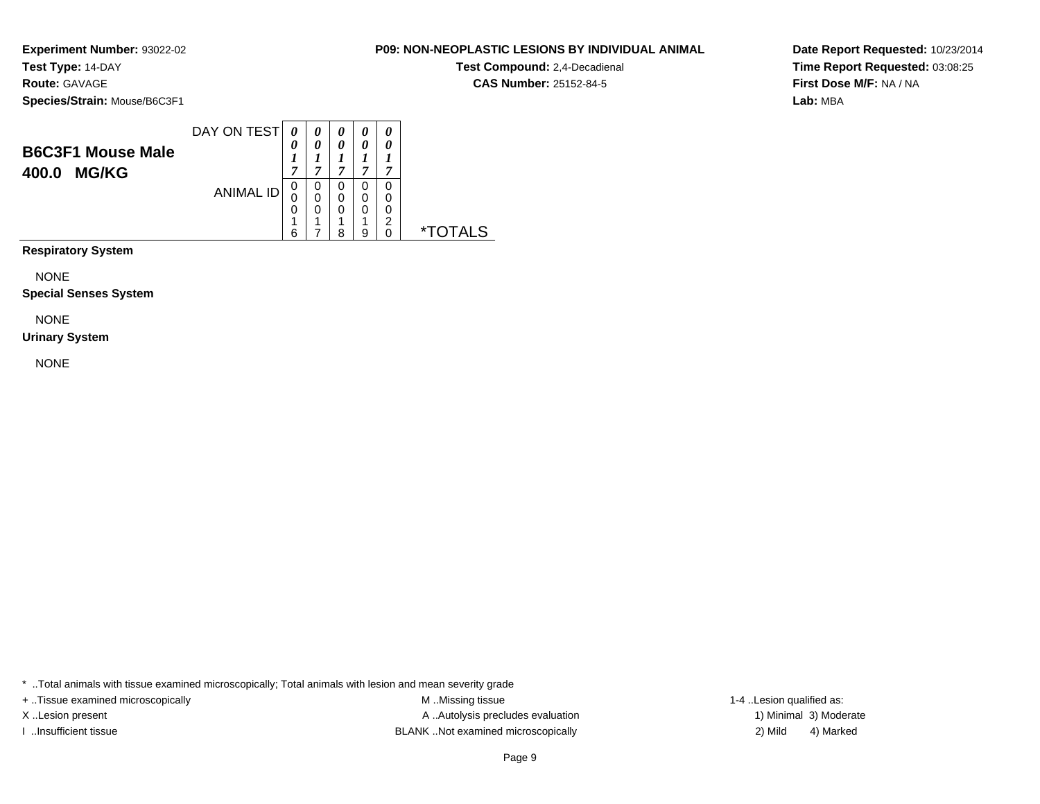**Experiment Number:** 93022-02
**Test Type:** 14-DAY
**Route:** GAVAGE
**Species/Strain:** Mouse/B6C3F1

**P09: NON-NEOPLASTIC LESIONS BY INDIVIDUAL ANIMAL**
**Test Compound:** 2,4-Decadienal
**CAS Number:** 25152-84-5

**Date Report Requested:** 10/23/2014
**Time Report Requested:** 03:08:25
**First Dose M/F:** NA / NA
**Lab:** MBA

## B6C3F1 Mouse Male
## 400.0 MG/KG

| DAY ON TEST | 0017 | 0017 | 0017 | 0017 | 0017 | |
|---|---|---|---|---|---|---|
| ANIMAL ID | 00016 | 00017 | 00018 | 00019 | 00020 | *TOTALS |

**Respiratory System**

NONE

**Special Senses System**

NONE

**Urinary System**

NONE

* ..Total animals with tissue examined microscopically; Total animals with lesion and mean severity grade
+ ..Tissue examined microscopically
X ..Lesion present
I ..Insufficient tissue
M ..Missing tissue
A ..Autolysis precludes evaluation
BLANK ..Not examined microscopically
1-4 ..Lesion qualified as:
1) Minimal 3) Moderate
2) Mild 4) Marked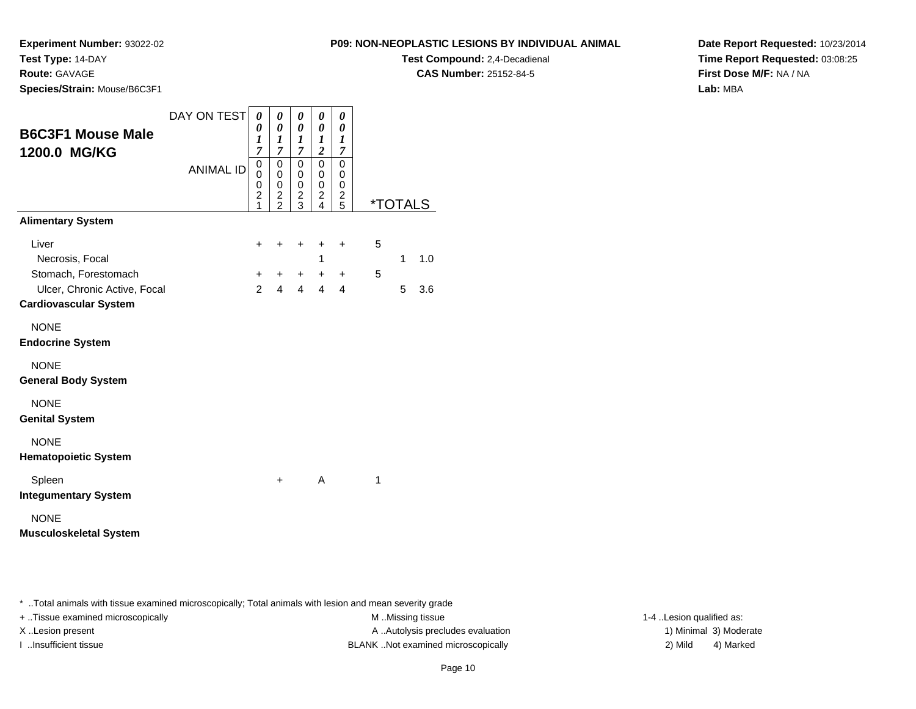**Experiment Number:** 93022-02
**Test Type:** 14-DAY
**Route:** GAVAGE
**Species/Strain:** Mouse/B6C3F1

**P09: NON-NEOPLASTIC LESIONS BY INDIVIDUAL ANIMAL**
**Test Compound:** 2,4-Decadienal
**CAS Number:** 25152-84-5

**Date Report Requested:** 10/23/2014
**Time Report Requested:** 03:08:25
**First Dose M/F:** NA / NA
**Lab:** MBA

## B6C3F1 Mouse Male 1200.0 MG/KG

| DAY ON TEST | 0017 | 0017 | 0017 | 0012 | 0017 | *TOTALS | | |
|---|---|---|---|---|---|---|---|---|
| ANIMAL ID | 00021 | 00022 | 00023 | 00024 | 00025 | | | |
| **Alimentary System** | | | | | | | | |
| Liver | + | + | + | + | + | 5 | | |
| Necrosis, Focal | | | | 1 | | | 1 | 1.0 |
| Stomach, Forestomach | + | + | + | + | + | 5 | | |
| Ulcer, Chronic Active, Focal | 2 | 4 | 4 | 4 | 4 | | 5 | 3.6 |
| **Cardiovascular System** | | | | | | | | |
| NONE | | | | | | | | |
| **Endocrine System** | | | | | | | | |
| NONE | | | | | | | | |
| **General Body System** | | | | | | | | |
| NONE | | | | | | | | |
| **Genital System** | | | | | | | | |
| NONE | | | | | | | | |
| **Hematopoietic System** | | | | | | | | |
| Spleen | | + | | A | | 1 | | |
| **Integumentary System** | | | | | | | | |
| NONE | | | | | | | | |
| **Musculoskeletal System** | | | | | | | | |

* ..Total animals with tissue examined microscopically; Total animals with lesion and mean severity grade
+ ..Tissue examined microscopically
X ..Lesion present
I ..Insufficient tissue

M ..Missing tissue
A ..Autolysis precludes evaluation
BLANK ..Not examined microscopically

1-4 ..Lesion qualified as:
1) Minimal 3) Moderate
2) Mild 4) Marked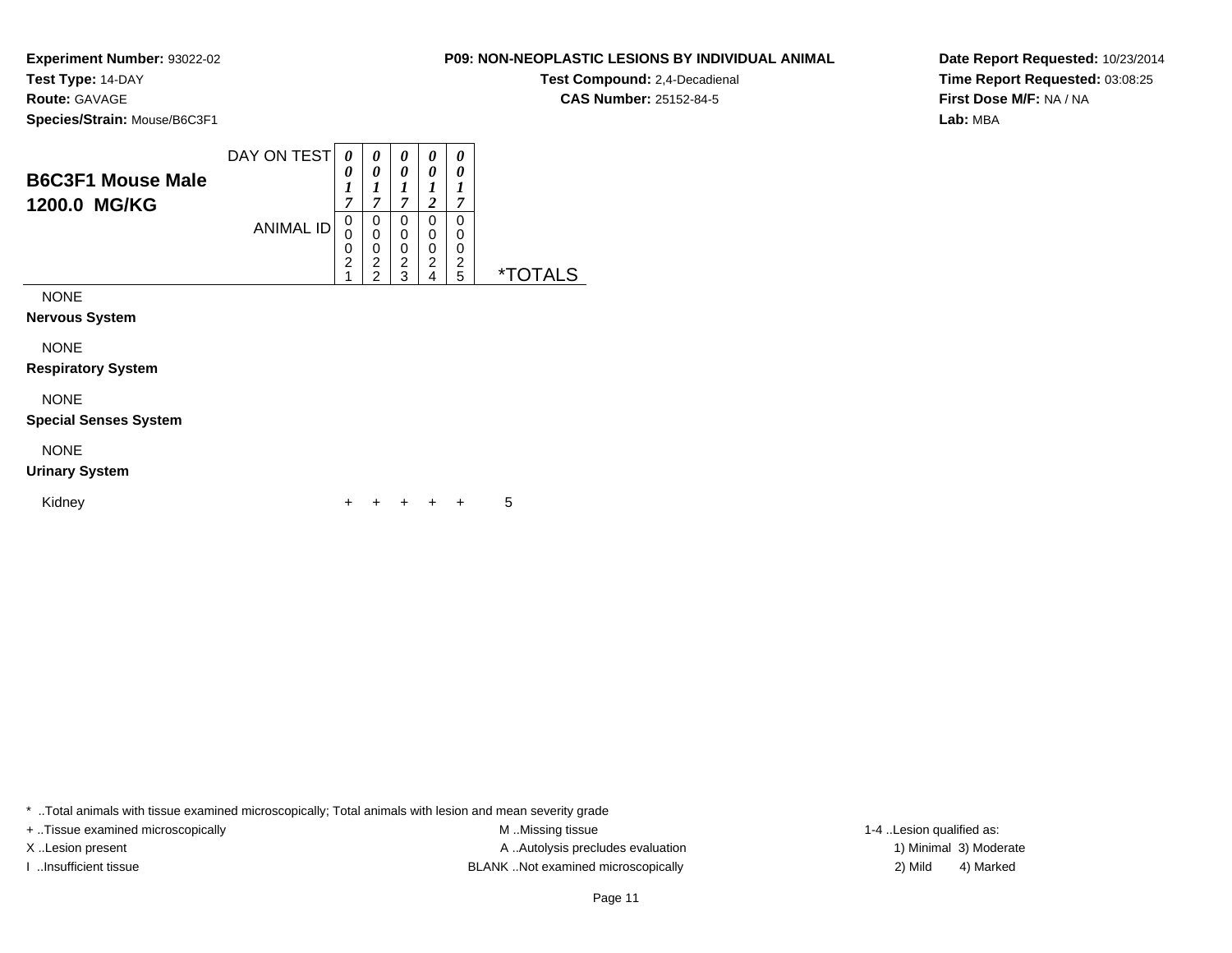**Experiment Number:** 93022-02
**Test Type:** 14-DAY
**Route:** GAVAGE
**Species/Strain:** Mouse/B6C3F1

**P09: NON-NEOPLASTIC LESIONS BY INDIVIDUAL ANIMAL**
**Test Compound:** 2,4-Decadienal
**CAS Number:** 25152-84-5

**Date Report Requested:** 10/23/2014
**Time Report Requested:** 03:08:25
**First Dose M/F:** NA / NA
**Lab:** MBA

## B6C3F1 Mouse Male 1200.0 MG/KG

| DAY ON TEST | 0017 | 0017 | 0017 | 0012 | 0017 | |
|---|---|---|---|---|---|---|
| ANIMAL ID | 00021 | 00022 | 00023 | 00024 | 00025 | *TOTALS |
| NONE | | | | | | |
| **Nervous System** | | | | | | |
| NONE | | | | | | |
| **Respiratory System** | | | | | | |
| NONE | | | | | | |
| **Special Senses System** | | | | | | |
| NONE | | | | | | |
| **Urinary System** | | | | | | |
| Kidney | + | + | + | + | + | 5 |

* ..Total animals with tissue examined microscopically; Total animals with lesion and mean severity grade
+ ..Tissue examined microscopically
X ..Lesion present
I ..Insufficient tissue
M ..Missing tissue
A ..Autolysis precludes evaluation
BLANK ..Not examined microscopically
1-4 ..Lesion qualified as:
1) Minimal 3) Moderate
2) Mild 4) Marked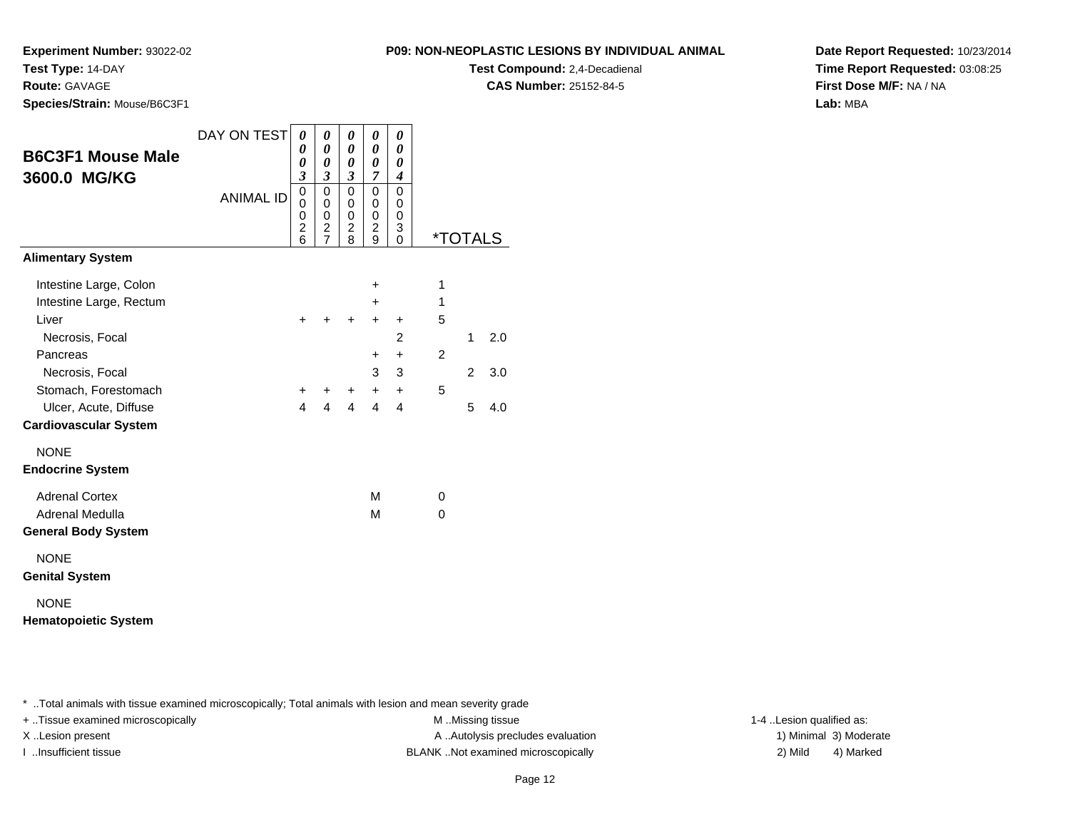**Experiment Number:** 93022-02
**Test Type:** 14-DAY
**Route:** GAVAGE
**Species/Strain:** Mouse/B6C3F1

**P09: NON-NEOPLASTIC LESIONS BY INDIVIDUAL ANIMAL**
**Test Compound:** 2,4-Decadienal
**CAS Number:** 25152-84-5

**Date Report Requested:** 10/23/2014
**Time Report Requested:** 03:08:25
**First Dose M/F:** NA / NA
**Lab:** MBA

## B6C3F1 Mouse Male 3600.0 MG/KG

| DAY ON TEST | 0003 | 0003 | 0003 | 0007 | 0004 | *TOTALS | | |
|---|---|---|---|---|---|---|---|---|
| ANIMAL ID | 00026 | 00027 | 00028 | 00029 | 00030 | | | |
| **Alimentary System** | | | | | | | | |
| Intestine Large, Colon | | | | + | | 1 | | |
| Intestine Large, Rectum | | | | + | | 1 | | |
| Liver | + | + | + | + | + | 5 | | |
| Necrosis, Focal | | | | | 2 | | 1 | 2.0 |
| Pancreas | | | | + | + | 2 | | |
| Necrosis, Focal | | | | 3 | 3 | | 2 | 3.0 |
| Stomach, Forestomach | + | + | + | + | + | 5 | | |
| Ulcer, Acute, Diffuse | 4 | 4 | 4 | 4 | 4 | | 5 | 4.0 |
| **Cardiovascular System** | | | | | | | | |
| NONE | | | | | | | | |
| **Endocrine System** | | | | | | | | |
| Adrenal Cortex | | | | M | | 0 | | |
| Adrenal Medulla | | | | M | | 0 | | |
| **General Body System** | | | | | | | | |
| NONE | | | | | | | | |
| **Genital System** | | | | | | | | |
| NONE | | | | | | | | |
| **Hematopoietic System** | | | | | | | | |

* ..Total animals with tissue examined microscopically; Total animals with lesion and mean severity grade
+ ..Tissue examined microscopically
X ..Lesion present
I ..Insufficient tissue
M ..Missing tissue
A ..Autolysis precludes evaluation
BLANK ..Not examined microscopically
1-4 ..Lesion qualified as: 1) Minimal 2) Mild 3) Moderate 4) Marked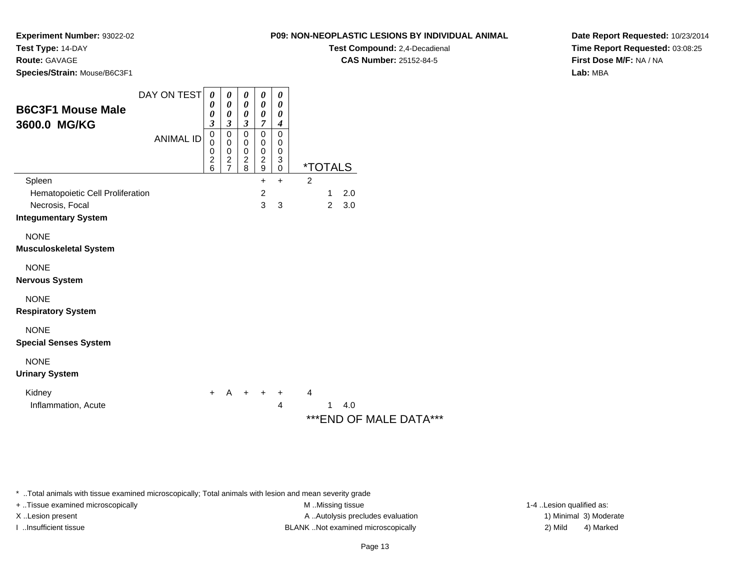**Experiment Number:** 93022-02
**Test Type:** 14-DAY
**Route:** GAVAGE
**Species/Strain:** Mouse/B6C3F1

**P09: NON-NEOPLASTIC LESIONS BY INDIVIDUAL ANIMAL**
**Test Compound:** 2,4-Decadienal
**CAS Number:** 25152-84-5

**Date Report Requested:** 10/23/2014
**Time Report Requested:** 03:08:25
**First Dose M/F:** NA / NA
**Lab:** MBA

## B6C3F1 Mouse Male 3600.0 MG/KG

| DAY ON TEST | 0003 | 0003 | 0003 | 0007 | 0004 | *TOTALS | | |
|---|---|---|---|---|---|---|---|---|
| ANIMAL ID | 00026 | 00027 | 00028 | 00029 | 00030 | | | |
| Spleen | | | | + | + | 2 | | |
| Hematopoietic Cell Proliferation | | | | 2 | | | 1 | 2.0 |
| Necrosis, Focal | | | | 3 | 3 | | 2 | 3.0 |
| **Integumentary System** | | | | | | | | |
| NONE | | | | | | | | |
| **Musculoskeletal System** | | | | | | | | |
| NONE | | | | | | | | |
| **Nervous System** | | | | | | | | |
| NONE | | | | | | | | |
| **Respiratory System** | | | | | | | | |
| NONE | | | | | | | | |
| **Special Senses System** | | | | | | | | |
| NONE | | | | | | | | |
| **Urinary System** | | | | | | | | |
| Kidney | + | A | + | + | + | 4 | | |
| Inflammation, Acute | | | | | 4 | | 1 | 4.0 |

***END OF MALE DATA***

* ..Total animals with tissue examined microscopically; Total animals with lesion and mean severity grade
+ ..Tissue examined microscopically
X ..Lesion present
I ..Insufficient tissue
M ..Missing tissue
A ..Autolysis precludes evaluation
BLANK ..Not examined microscopically
1-4 ..Lesion qualified as:
1) Minimal 3) Moderate
2) Mild 4) Marked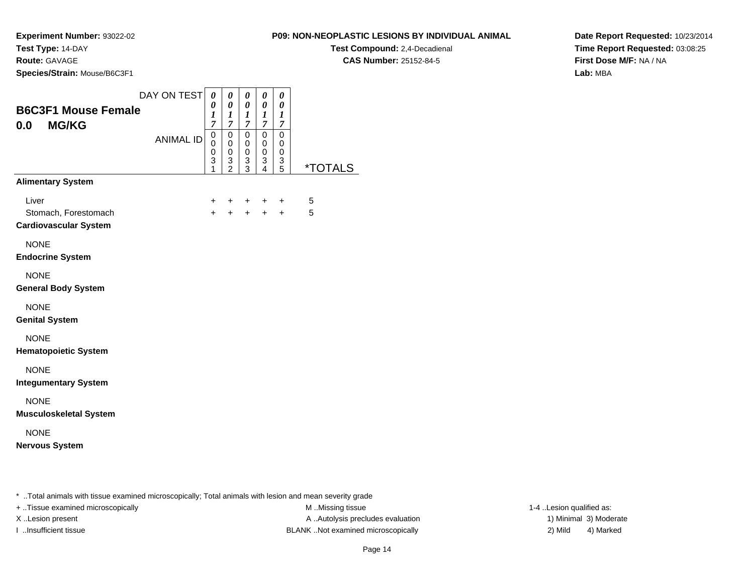**Experiment Number:** 93022-02
**Test Type:** 14-DAY
**Route:** GAVAGE
**Species/Strain:** Mouse/B6C3F1

**P09: NON-NEOPLASTIC LESIONS BY INDIVIDUAL ANIMAL**
**Test Compound:** 2,4-Decadienal
**CAS Number:** 25152-84-5

**Date Report Requested:** 10/23/2014
**Time Report Requested:** 03:08:25
**First Dose M/F:** NA / NA
**Lab:** MBA

## B6C3F1 Mouse Female
## 0.0 MG/KG

| DAY ON TEST | 0017 | 0017 | 0017 | 0017 | 0017 | |
|---|---|---|---|---|---|---|
| **ANIMAL ID** | 00031 | 00032 | 00033 | 00034 | 00035 | ***TOTALS** |
| **Alimentary System** | | | | | | |
| Liver | + | + | + | + | + | 5 |
| Stomach, Forestomach | + | + | + | + | + | 5 |
| **Cardiovascular System** | | | | | | |
| NONE | | | | | | |
| **Endocrine System** | | | | | | |
| NONE | | | | | | |
| **General Body System** | | | | | | |
| NONE | | | | | | |
| **Genital System** | | | | | | |
| NONE | | | | | | |
| **Hematopoietic System** | | | | | | |
| NONE | | | | | | |
| **Integumentary System** | | | | | | |
| NONE | | | | | | |
| **Musculoskeletal System** | | | | | | |
| NONE | | | | | | |
| **Nervous System** | | | | | | |

* ..Total animals with tissue examined microscopically; Total animals with lesion and mean severity grade

+ ..Tissue examined microscopically
X ..Lesion present
I ..Insufficient tissue

M ..Missing tissue
A ..Autolysis precludes evaluation
BLANK ..Not examined microscopically

1-4 ..Lesion qualified as:
1) Minimal 3) Moderate
2) Mild 4) Marked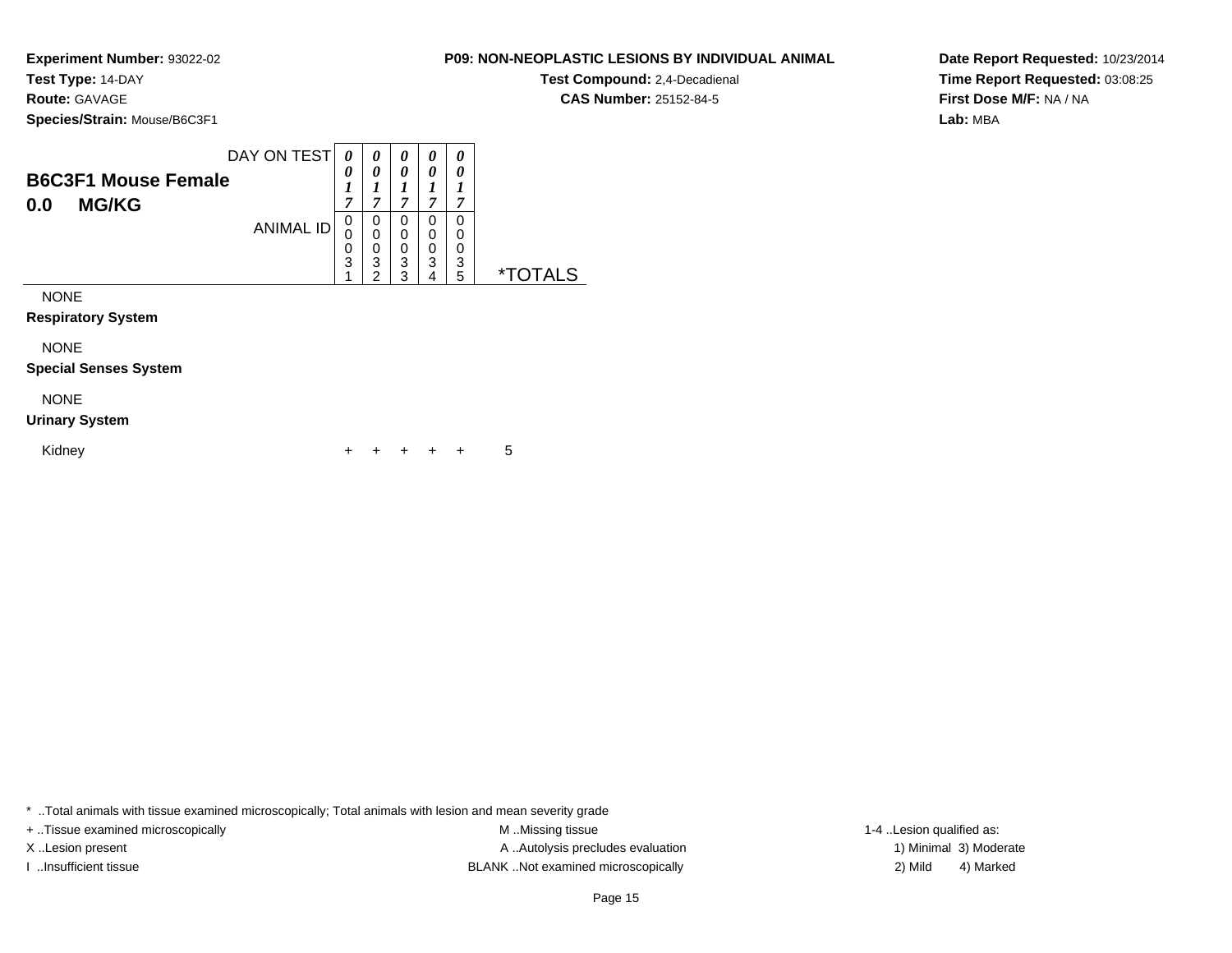**Experiment Number:** 93022-02
**Test Type:** 14-DAY
**Route:** GAVAGE
**Species/Strain:** Mouse/B6C3F1

**P09: NON-NEOPLASTIC LESIONS BY INDIVIDUAL ANIMAL**
**Test Compound:** 2,4-Decadienal
**CAS Number:** 25152-84-5

**Date Report Requested:** 10/23/2014
**Time Report Requested:** 03:08:25
**First Dose M/F:** NA / NA
**Lab:** MBA

## B6C3F1 Mouse Female
## 0.0 MG/KG

| DAY ON TEST | 0017 | 0017 | 0017 | 0017 | 0017 | |
|---|---|---|---|---|---|---|
| ANIMAL ID | 00031 | 00032 | 00033 | 00034 | 00035 | *TOTALS |
| NONE | | | | | | |
| **Respiratory System** | | | | | | |
| NONE | | | | | | |
| **Special Senses System** | | | | | | |
| NONE | | | | | | |
| **Urinary System** | | | | | | |
| Kidney | + | + | + | + | + | 5 |

* ..Total animals with tissue examined microscopically; Total animals with lesion and mean severity grade
+ ..Tissue examined microscopically
X ..Lesion present
I ..Insufficient tissue
M ..Missing tissue
A ..Autolysis precludes evaluation
BLANK ..Not examined microscopically
1-4 ..Lesion qualified as:
1) Minimal 3) Moderate
2) Mild 4) Marked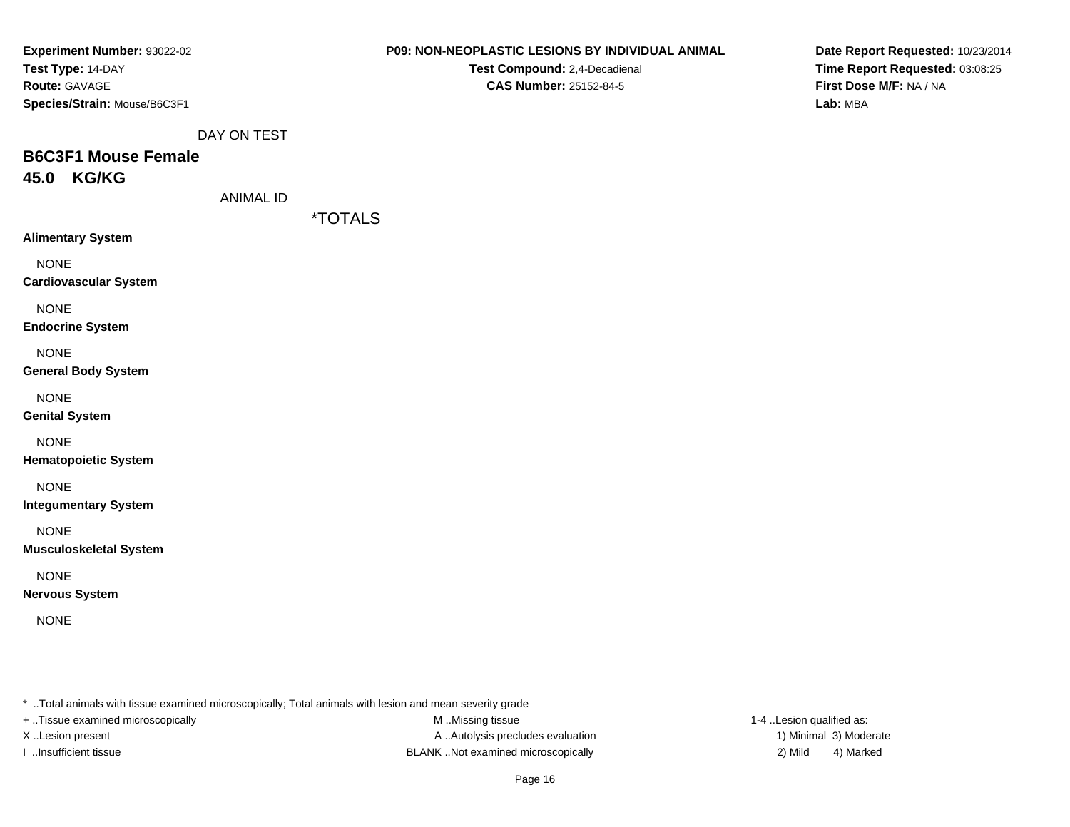**Experiment Number:** 93022-02
**Test Type:** 14-DAY
**Route:** GAVAGE
**Species/Strain:** Mouse/B6C3F1

**P09: NON-NEOPLASTIC LESIONS BY INDIVIDUAL ANIMAL**
**Test Compound:** 2,4-Decadienal
**CAS Number:** 25152-84-5

**Date Report Requested:** 10/23/2014
**Time Report Requested:** 03:08:25
**First Dose M/F:** NA / NA
**Lab:** MBA

DAY ON TEST

## B6C3F1 Mouse Female
## 45.0 KG/KG

ANIMAL ID

| | *TOTALS |
|---|---|
| **Alimentary System** | |
| NONE | |
| **Cardiovascular System** | |
| NONE | |
| **Endocrine System** | |
| NONE | |
| **General Body System** | |
| NONE | |
| **Genital System** | |
| NONE | |
| **Hematopoietic System** | |
| NONE | |
| **Integumentary System** | |
| NONE | |
| **Musculoskeletal System** | |
| NONE | |
| **Nervous System** | |
| NONE | |

* ..Total animals with tissue examined microscopically; Total animals with lesion and mean severity grade
+ ..Tissue examined microscopically
X ..Lesion present
I ..Insufficient tissue

M ..Missing tissue
A ..Autolysis precludes evaluation
BLANK ..Not examined microscopically

1-4 ..Lesion qualified as:
1) Minimal 3) Moderate
2) Mild 4) Marked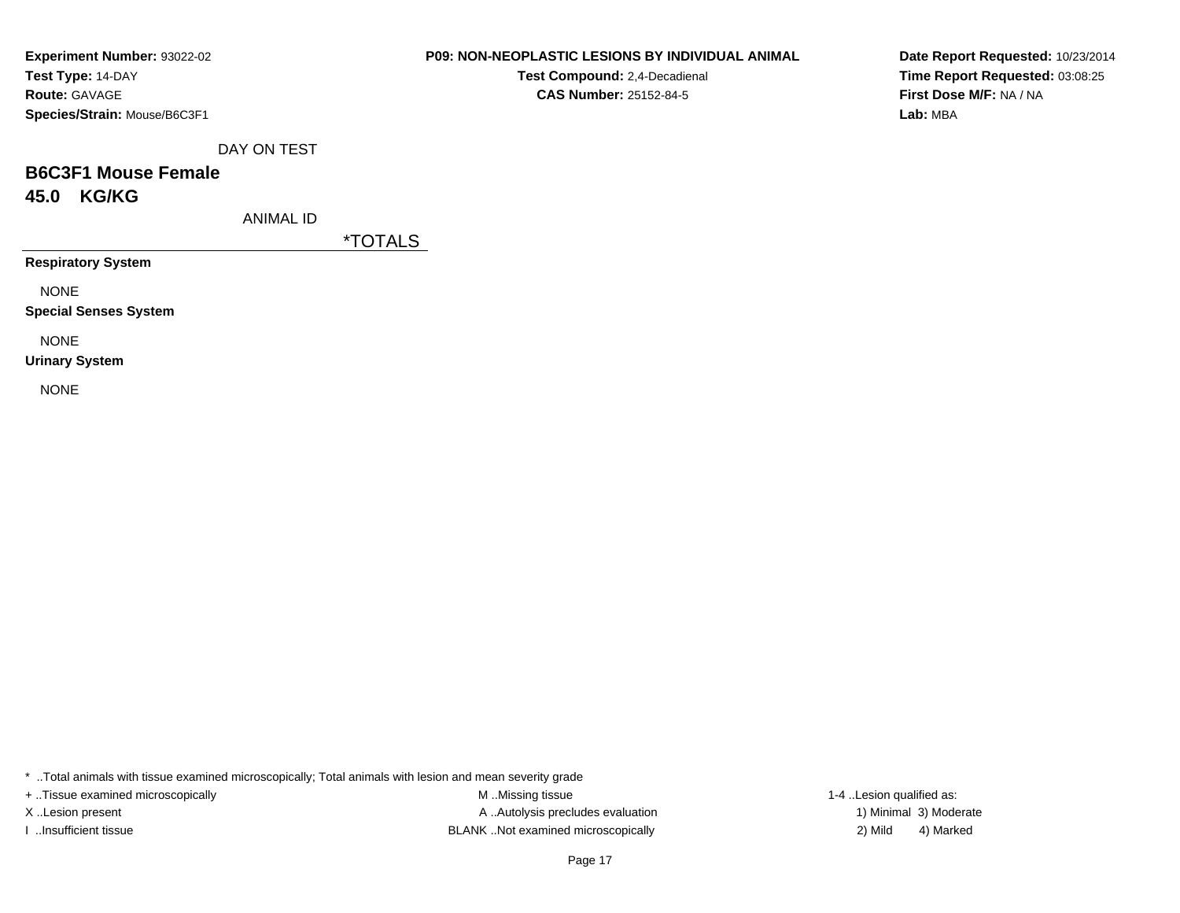**Experiment Number:** 93022-02
**Test Type:** 14-DAY
**Route:** GAVAGE
**Species/Strain:** Mouse/B6C3F1

**P09: NON-NEOPLASTIC LESIONS BY INDIVIDUAL ANIMAL**
**Test Compound:** 2,4-Decadienal
**CAS Number:** 25152-84-5

**Date Report Requested:** 10/23/2014
**Time Report Requested:** 03:08:25
**First Dose M/F:** NA / NA
**Lab:** MBA

DAY ON TEST

## B6C3F1 Mouse Female

## 45.0 KG/KG

ANIMAL ID

| | *TOTALS |
|---|---|
| **Respiratory System** | |
| NONE | |
| **Special Senses System** | |
| NONE | |
| **Urinary System** | |
| NONE | |

* ..Total animals with tissue examined microscopically; Total animals with lesion and mean severity grade
+ ..Tissue examined microscopically
X ..Lesion present
I ..Insufficient tissue

M ..Missing tissue
A ..Autolysis precludes evaluation
BLANK ..Not examined microscopically

1-4 ..Lesion qualified as:
1) Minimal 3) Moderate
2) Mild 4) Marked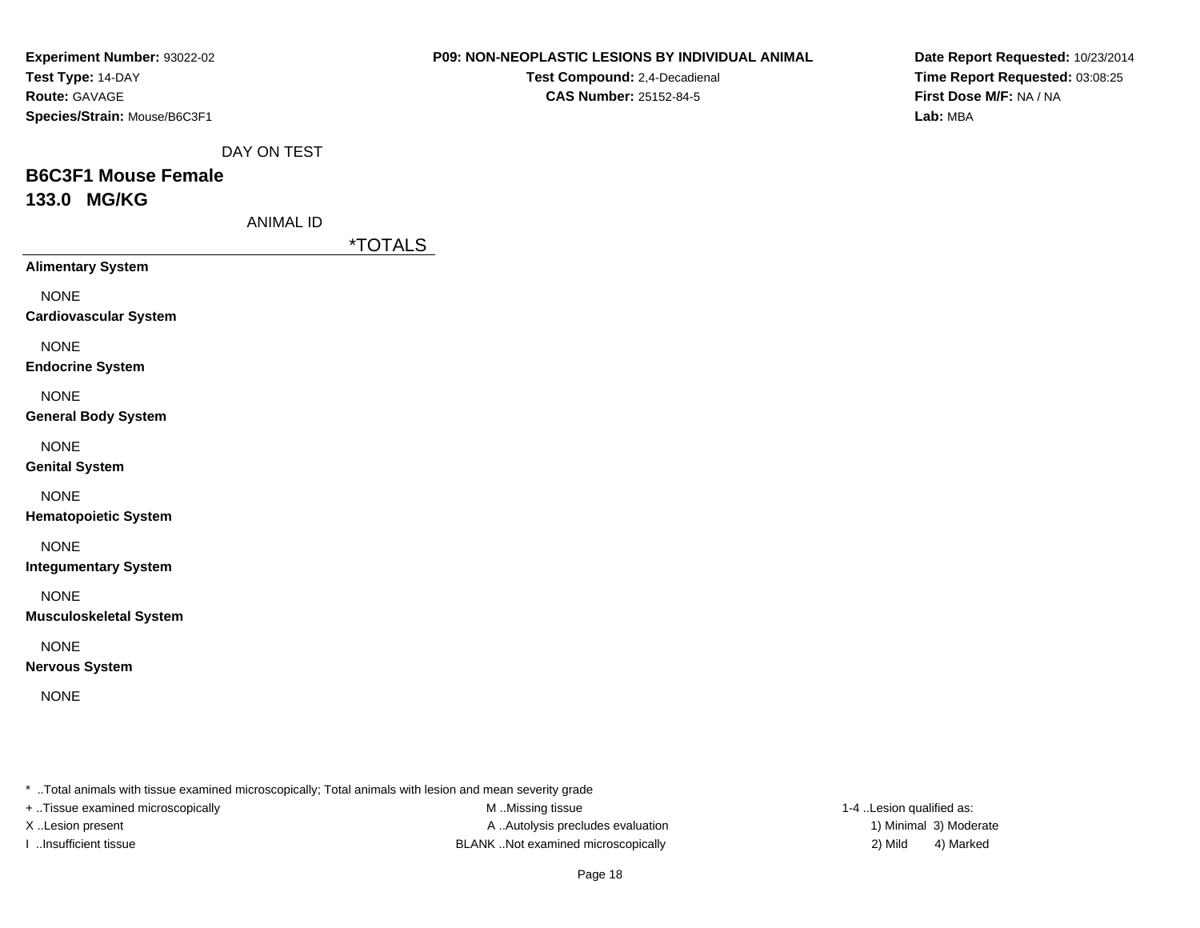**Experiment Number:** 93022-02
**Test Type:** 14-DAY
**Route:** GAVAGE
**Species/Strain:** Mouse/B6C3F1

**P09: NON-NEOPLASTIC LESIONS BY INDIVIDUAL ANIMAL**
**Test Compound:** 2,4-Decadienal
**CAS Number:** 25152-84-5

**Date Report Requested:** 10/23/2014
**Time Report Requested:** 03:08:25
**First Dose M/F:** NA / NA
**Lab:** MBA

DAY ON TEST

## B6C3F1 Mouse Female
## 133.0 MG/KG

ANIMAL ID

| | *TOTALS |
|---|---|
| **Alimentary System** | |
| NONE | |
| **Cardiovascular System** | |
| NONE | |
| **Endocrine System** | |
| NONE | |
| **General Body System** | |
| NONE | |
| **Genital System** | |
| NONE | |
| **Hematopoietic System** | |
| NONE | |
| **Integumentary System** | |
| NONE | |
| **Musculoskeletal System** | |
| NONE | |
| **Nervous System** | |
| NONE | |

* ..Total animals with tissue examined microscopically; Total animals with lesion and mean severity grade
+ ..Tissue examined microscopically
X ..Lesion present
I ..Insufficient tissue
M ..Missing tissue
A ..Autolysis precludes evaluation
BLANK ..Not examined microscopically
1-4 ..Lesion qualified as:
1) Minimal 3) Moderate
2) Mild 4) Marked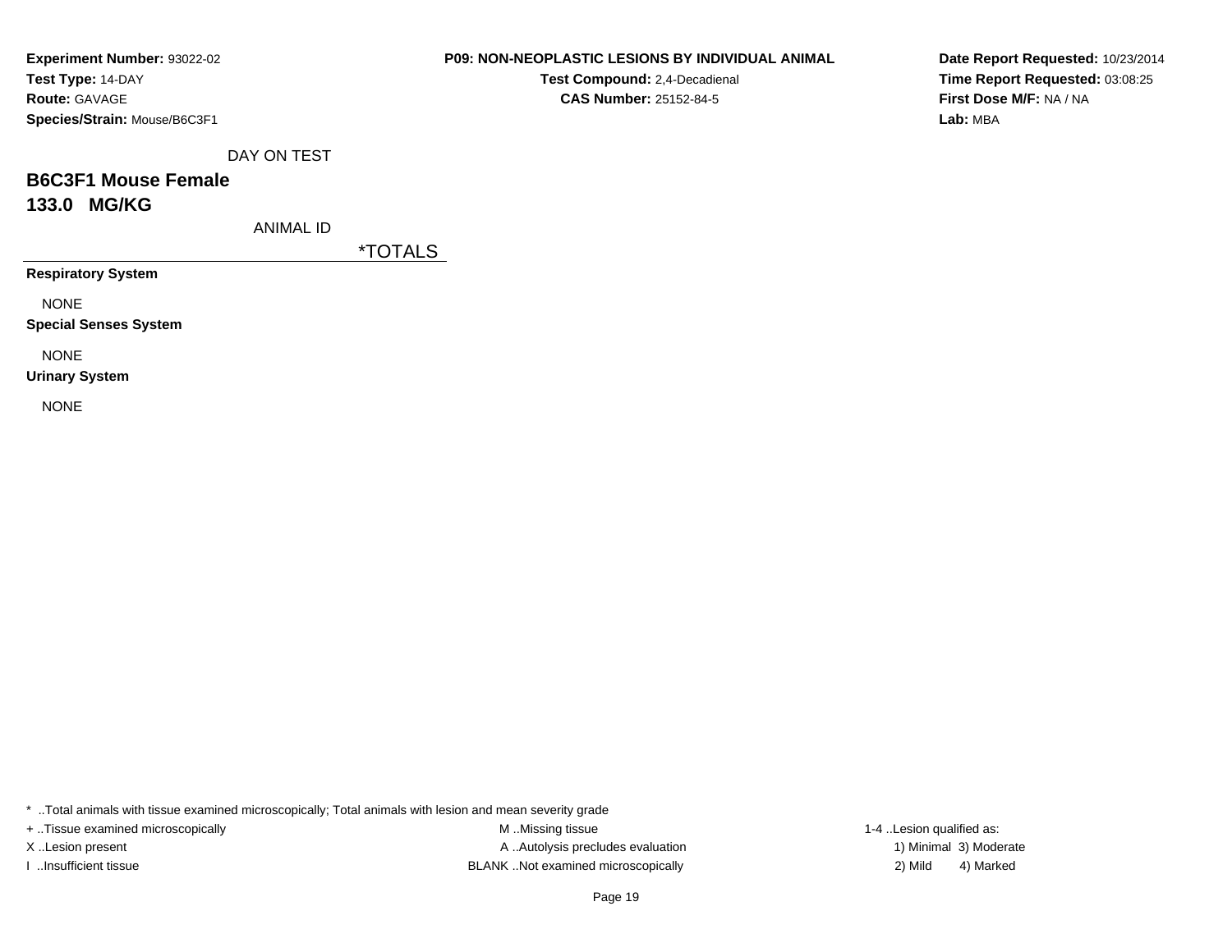**Experiment Number:** 93022-02
**Test Type:** 14-DAY
**Route:** GAVAGE
**Species/Strain:** Mouse/B6C3F1

**P09: NON-NEOPLASTIC LESIONS BY INDIVIDUAL ANIMAL**
**Test Compound:** 2,4-Decadienal
**CAS Number:** 25152-84-5

**Date Report Requested:** 10/23/2014
**Time Report Requested:** 03:08:25
**First Dose M/F:** NA / NA
**Lab:** MBA

DAY ON TEST

## B6C3F1 Mouse Female
## 133.0 MG/KG

ANIMAL ID

| | *TOTALS |
|---|---|
| **Respiratory System** | |
| NONE | |
| **Special Senses System** | |
| NONE | |
| **Urinary System** | |
| NONE | |

* ..Total animals with tissue examined microscopically; Total animals with lesion and mean severity grade
+ ..Tissue examined microscopically
X ..Lesion present
I ..Insufficient tissue
M ..Missing tissue
A ..Autolysis precludes evaluation
BLANK ..Not examined microscopically
1-4 ..Lesion qualified as:
1) Minimal 3) Moderate
2) Mild 4) Marked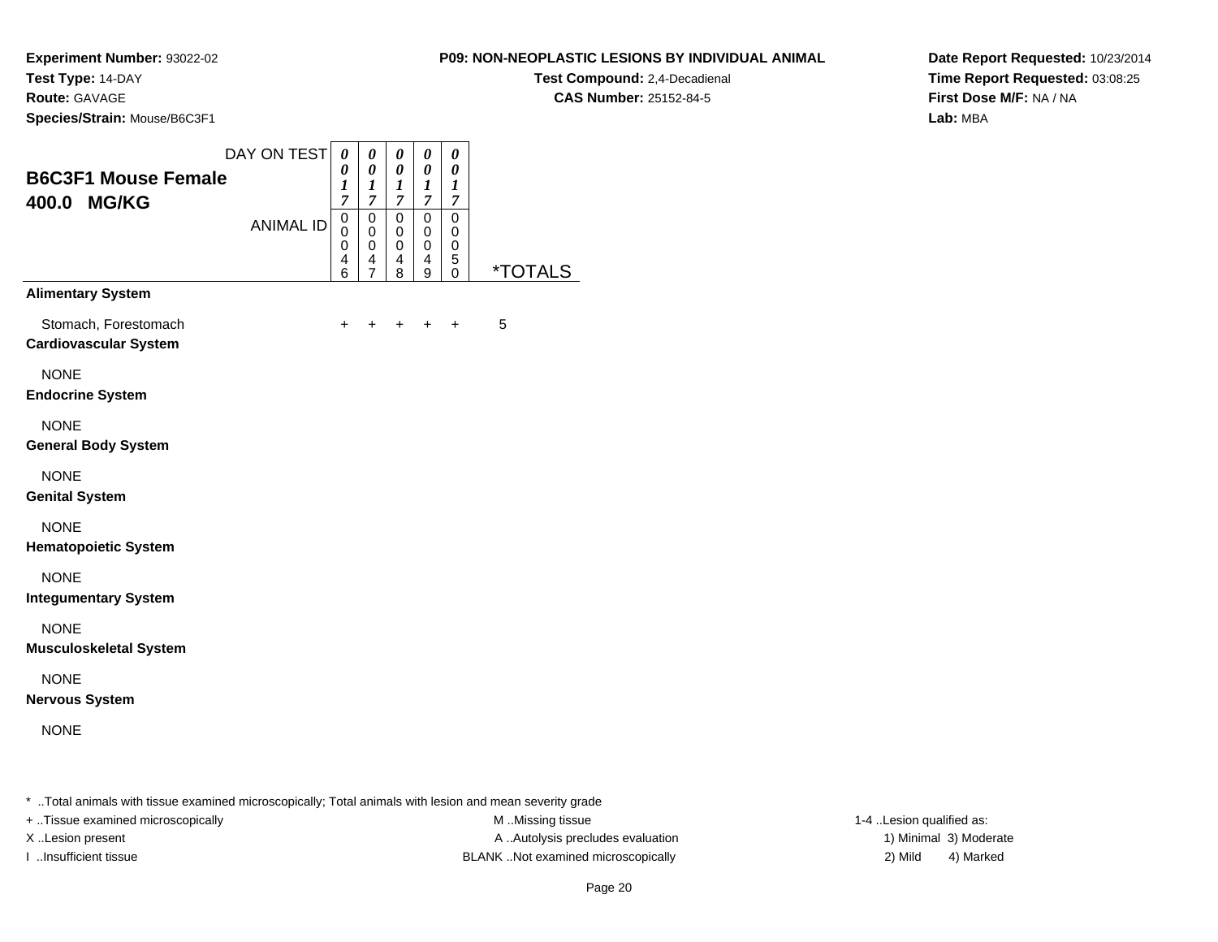**Experiment Number:** 93022-02
**Test Type:** 14-DAY
**Route:** GAVAGE
**Species/Strain:** Mouse/B6C3F1

**P09: NON-NEOPLASTIC LESIONS BY INDIVIDUAL ANIMAL**
**Test Compound:** 2,4-Decadienal
**CAS Number:** 25152-84-5

**Date Report Requested:** 10/23/2014
**Time Report Requested:** 03:08:25
**First Dose M/F:** NA / NA
**Lab:** MBA

## B6C3F1 Mouse Female 400.0 MG/KG

| DAY ON TEST | 0017 | 0017 | 0017 | 0017 | 0017 | |
|---|---|---|---|---|---|---|
| ANIMAL ID | 00046 | 00047 | 00048 | 00049 | 00050 | *TOTALS |
| **Alimentary System** | | | | | | |
| Stomach, Forestomach | + | + | + | + | + | 5 |
| **Cardiovascular System** | | | | | | |
| NONE | | | | | | |
| **Endocrine System** | | | | | | |
| NONE | | | | | | |
| **General Body System** | | | | | | |
| NONE | | | | | | |
| **Genital System** | | | | | | |
| NONE | | | | | | |
| **Hematopoietic System** | | | | | | |
| NONE | | | | | | |
| **Integumentary System** | | | | | | |
| NONE | | | | | | |
| **Musculoskeletal System** | | | | | | |
| NONE | | | | | | |
| **Nervous System** | | | | | | |
| NONE | | | | | | |

* ..Total animals with tissue examined microscopically; Total animals with lesion and mean severity grade
+ ..Tissue examined microscopically
X ..Lesion present
I ..Insufficient tissue

M ..Missing tissue
A ..Autolysis precludes evaluation
BLANK ..Not examined microscopically

1-4 ..Lesion qualified as:
1) Minimal 3) Moderate
2) Mild 4) Marked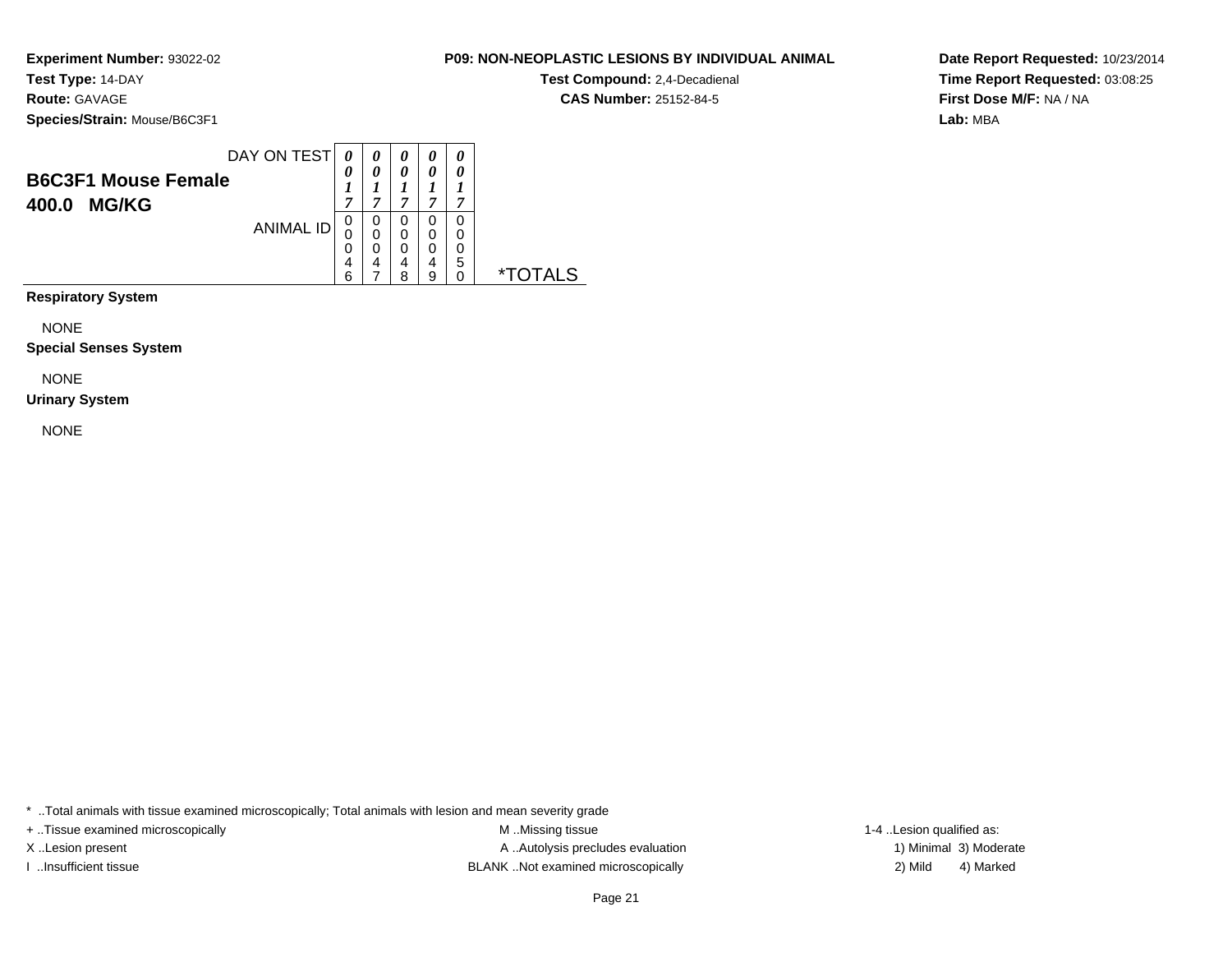**Experiment Number:** 93022-02
**Test Type:** 14-DAY
**Route:** GAVAGE
**Species/Strain:** Mouse/B6C3F1

**P09: NON-NEOPLASTIC LESIONS BY INDIVIDUAL ANIMAL**
**Test Compound:** 2,4-Decadienal
**CAS Number:** 25152-84-5

**Date Report Requested:** 10/23/2014
**Time Report Requested:** 03:08:25
**First Dose M/F:** NA / NA
**Lab:** MBA

**B6C3F1 Mouse Female**
**400.0 MG/KG**

| DAY ON TEST | 0017 | 0017 | 0017 | 0017 | 0017 | |
|---|---|---|---|---|---|---|
| ANIMAL ID | 00046 | 00047 | 00048 | 00049 | 00050 | *TOTALS |
| **Respiratory System** | | | | | | |
| NONE | | | | | | |
| **Special Senses System** | | | | | | |
| NONE | | | | | | |
| **Urinary System** | | | | | | |
| NONE | | | | | | |

* ..Total animals with tissue examined microscopically; Total animals with lesion and mean severity grade
+ ..Tissue examined microscopically
X ..Lesion present
I ..Insufficient tissue
M ..Missing tissue
A ..Autolysis precludes evaluation
BLANK ..Not examined microscopically
1-4 ..Lesion qualified as:
1) Minimal 3) Moderate
2) Mild 4) Marked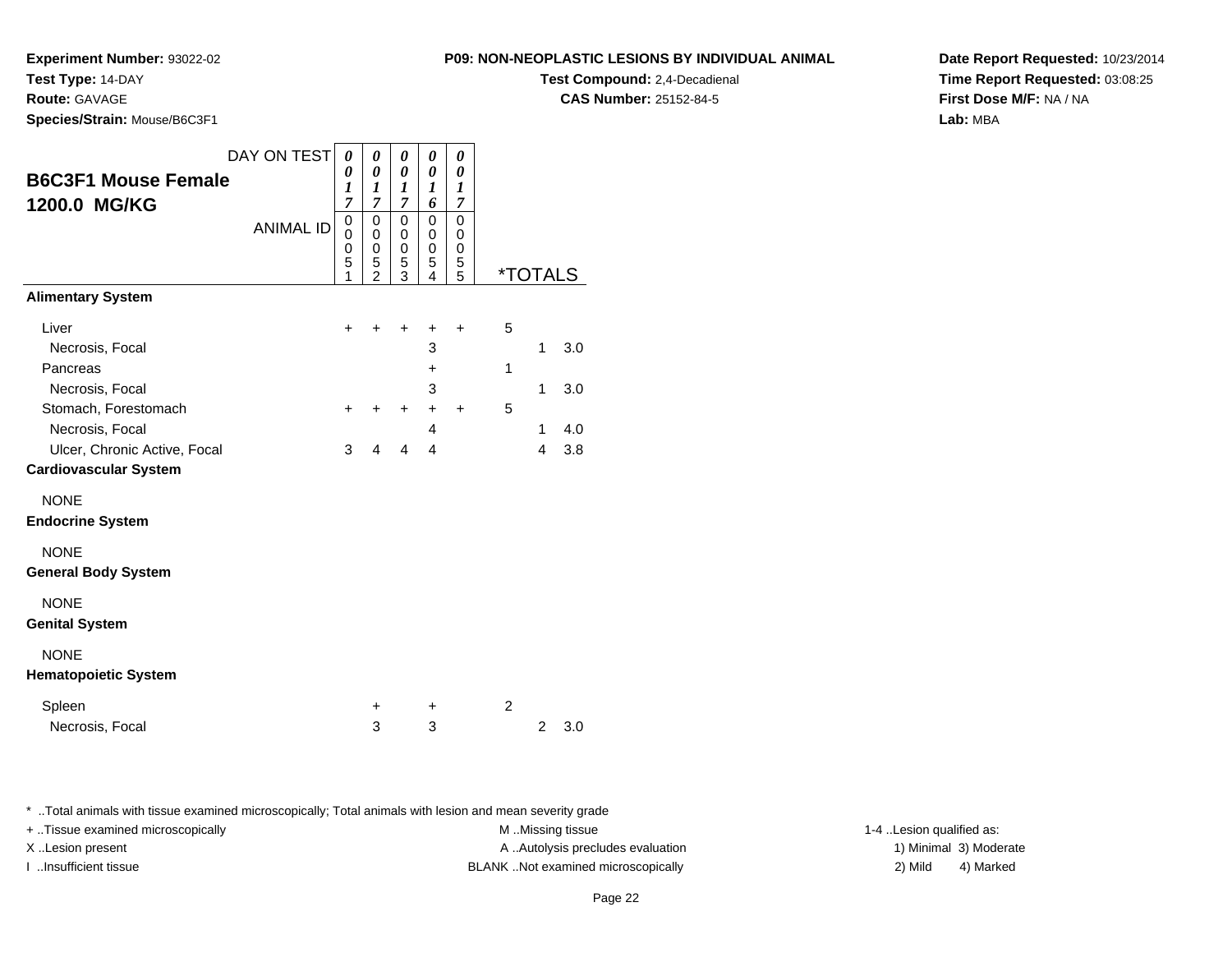**Experiment Number:** 93022-02
**Test Type:** 14-DAY
**Route:** GAVAGE
**Species/Strain:** Mouse/B6C3F1

**P09: NON-NEOPLASTIC LESIONS BY INDIVIDUAL ANIMAL**
**Test Compound:** 2,4-Decadienal
**CAS Number:** 25152-84-5

**Date Report Requested:** 10/23/2014
**Time Report Requested:** 03:08:25
**First Dose M/F:** NA / NA
**Lab:** MBA

## B6C3F1 Mouse Female 1200.0 MG/KG

| DAY ON TEST | 0017 | 0017 | 0017 | 0016 | 0017 | *TOTALS | | |
|---|---|---|---|---|---|---|---|---|
| ANIMAL ID | 00051 | 00052 | 00053 | 00054 | 00055 | | | |
| **Alimentary System** | | | | | | | | |
| Liver | + | + | + | + | + | 5 | | |
| Necrosis, Focal | | | | 3 | | | 1 | 3.0 |
| Pancreas | | | | + | | 1 | | |
| Necrosis, Focal | | | | 3 | | | 1 | 3.0 |
| Stomach, Forestomach | + | + | + | + | + | 5 | | |
| Necrosis, Focal | | | | 4 | | | 1 | 4.0 |
| Ulcer, Chronic Active, Focal | 3 | 4 | 4 | 4 | | | 4 | 3.8 |
| **Cardiovascular System** | | | | | | | | |
| NONE | | | | | | | | |
| **Endocrine System** | | | | | | | | |
| NONE | | | | | | | | |
| **General Body System** | | | | | | | | |
| NONE | | | | | | | | |
| **Genital System** | | | | | | | | |
| NONE | | | | | | | | |
| **Hematopoietic System** | | | | | | | | |
| Spleen | | + | | + | | 2 | | |
| Necrosis, Focal | | 3 | | 3 | | | 2 | 3.0 |

\* ..Total animals with tissue examined microscopically; Total animals with lesion and mean severity grade

+ ..Tissue examined microscopically
X ..Lesion present
I ..Insufficient tissue

M ..Missing tissue
A ..Autolysis precludes evaluation
BLANK ..Not examined microscopically

1-4 ..Lesion qualified as:
1) Minimal 3) Moderate
2) Mild 4) Marked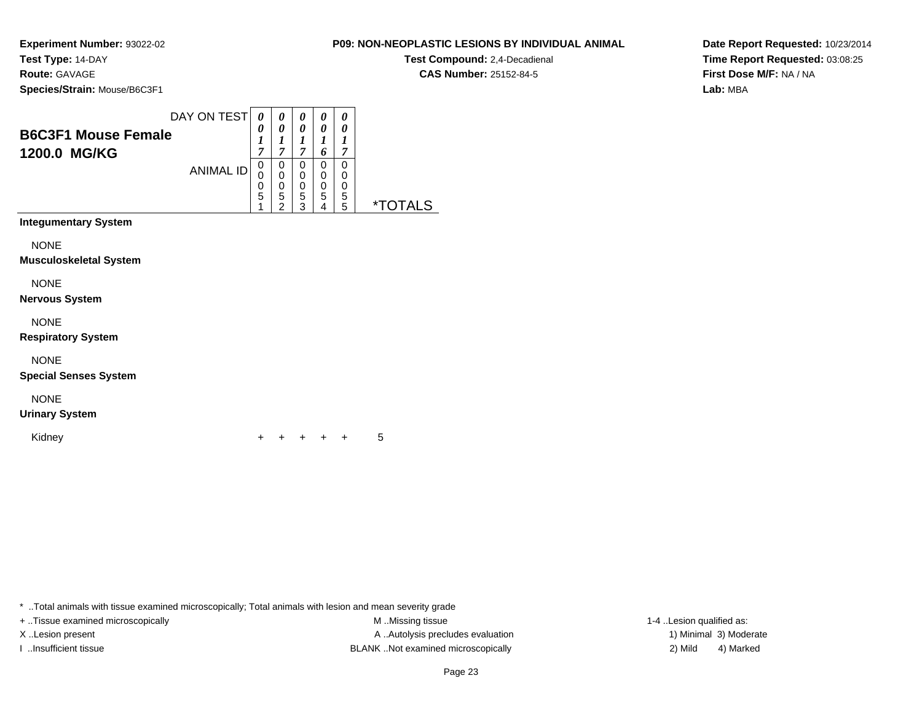**Experiment Number:** 93022-02
**Test Type:** 14-DAY
**Route:** GAVAGE
**Species/Strain:** Mouse/B6C3F1

**P09: NON-NEOPLASTIC LESIONS BY INDIVIDUAL ANIMAL**
**Test Compound:** 2,4-Decadienal
**CAS Number:** 25152-84-5

**Date Report Requested:** 10/23/2014
**Time Report Requested:** 03:08:25
**First Dose M/F:** NA / NA
**Lab:** MBA

## B6C3F1 Mouse Female
## 1200.0 MG/KG

| DAY ON TEST | 0017 | 0017 | 0017 | 0016 | 0017 | |
|---|---|---|---|---|---|---|
| **ANIMAL ID** | 00051 | 00052 | 00053 | 00054 | 00055 | ***TOTALS** |
| **Integumentary System** | | | | | | |
| NONE | | | | | | |
| **Musculoskeletal System** | | | | | | |
| NONE | | | | | | |
| **Nervous System** | | | | | | |
| NONE | | | | | | |
| **Respiratory System** | | | | | | |
| NONE | | | | | | |
| **Special Senses System** | | | | | | |
| NONE | | | | | | |
| **Urinary System** | | | | | | |
| Kidney | + | + | + | + | + | 5 |

* ..Total animals with tissue examined microscopically; Total animals with lesion and mean severity grade
+ ..Tissue examined microscopically
X ..Lesion present
I ..Insufficient tissue
M ..Missing tissue
A ..Autolysis precludes evaluation
BLANK ..Not examined microscopically
1-4 ..Lesion qualified as:
1) Minimal 2) Mild 3) Moderate 4) Marked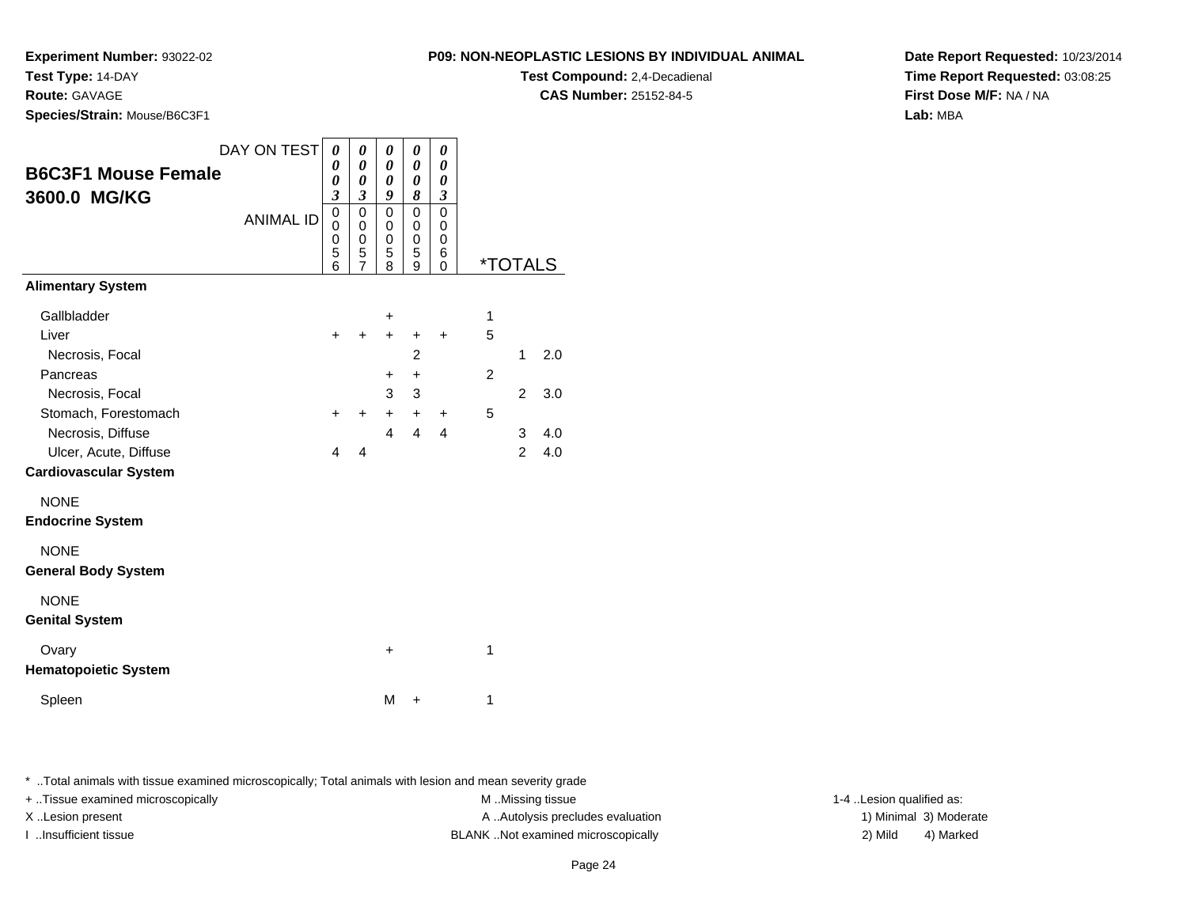**Experiment Number:** 93022-02
**Test Type:** 14-DAY
**Route:** GAVAGE
**Species/Strain:** Mouse/B6C3F1

**P09: NON-NEOPLASTIC LESIONS BY INDIVIDUAL ANIMAL**
**Test Compound:** 2,4-Decadienal
**CAS Number:** 25152-84-5

**Date Report Requested:** 10/23/2014
**Time Report Requested:** 03:08:25
**First Dose M/F:** NA / NA
**Lab:** MBA

| B6C3F1 Mouse Female 3600.0 MG/KG | | | | | | | | |
|---|---|---|---|---|---|---|---|---|
| DAY ON TEST | 0003 | 0003 | 0009 | 0008 | 0003 | | | |
| ANIMAL ID | 00056 | 00057 | 00058 | 00059 | 00060 | *TOTALS | | |
| **Alimentary System** | | | | | | | | |
| Gallbladder | | | + | | | 1 | | |
| Liver | + | + | + | + | + | 5 | | |
| Necrosis, Focal | | | | 2 | | | 1 | 2.0 |
| Pancreas | | | + | + | | 2 | | |
| Necrosis, Focal | | | 3 | 3 | | | 2 | 3.0 |
| Stomach, Forestomach | + | + | + | + | + | 5 | | |
| Necrosis, Diffuse | | | 4 | 4 | 4 | | 3 | 4.0 |
| Ulcer, Acute, Diffuse | 4 | 4 | | | | | 2 | 4.0 |
| **Cardiovascular System** | | | | | | | | |
| NONE | | | | | | | | |
| **Endocrine System** | | | | | | | | |
| NONE | | | | | | | | |
| **General Body System** | | | | | | | | |
| NONE | | | | | | | | |
| **Genital System** | | | | | | | | |
| Ovary | | | + | | | 1 | | |
| **Hematopoietic System** | | | | | | | | |
| Spleen | | | M | + | | 1 | | |

* ..Total animals with tissue examined microscopically; Total animals with lesion and mean severity grade
+ ..Tissue examined microscopically
X ..Lesion present
I ..Insufficient tissue

M ..Missing tissue
A ..Autolysis precludes evaluation
BLANK ..Not examined microscopically

1-4 ..Lesion qualified as:
1) Minimal 3) Moderate
2) Mild 4) Marked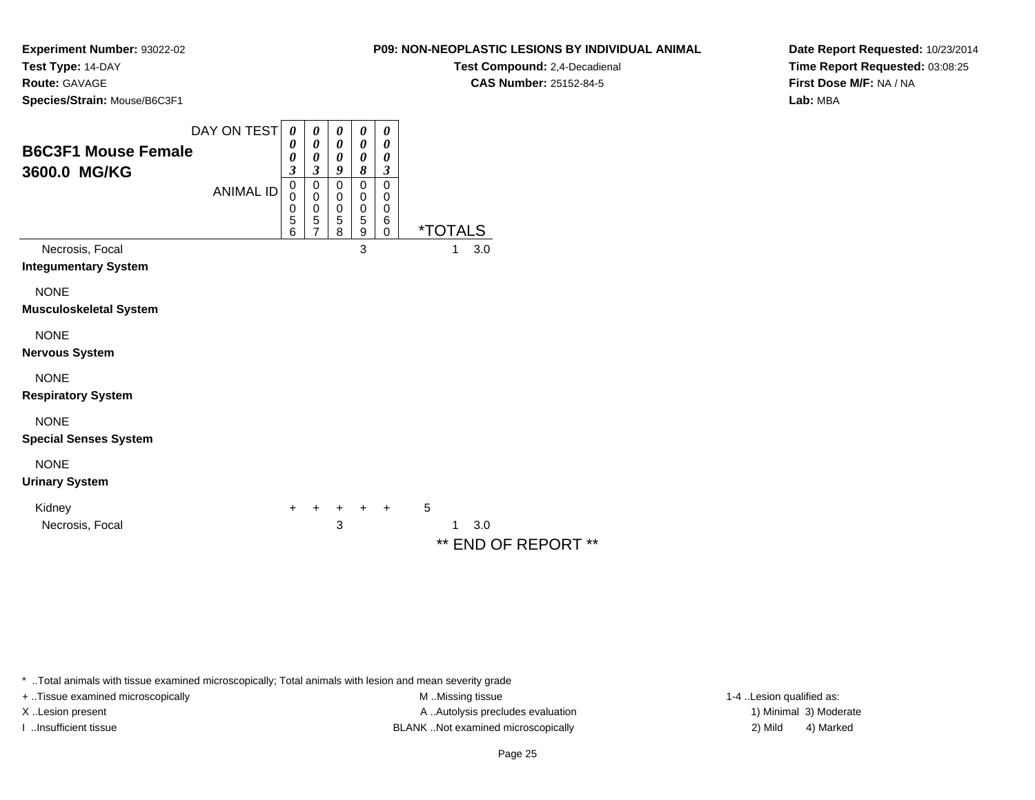**Experiment Number:** 93022-02
**Test Type:** 14-DAY
**Route:** GAVAGE
**Species/Strain:** Mouse/B6C3F1

**P09: NON-NEOPLASTIC LESIONS BY INDIVIDUAL ANIMAL**
**Test Compound:** 2,4-Decadienal
**CAS Number:** 25152-84-5

**Date Report Requested:** 10/23/2014
**Time Report Requested:** 03:08:25
**First Dose M/F:** NA / NA
**Lab:** MBA

| B6C3F1 Mouse Female 3600.0 MG/KG | | | | | | | |
|---|---|---|---|---|---|---|---|
| DAY ON TEST | 0003 | 0003 | 0009 | 0008 | 0003 | | |
| ANIMAL ID | 00056 | 00057 | 00058 | 00059 | 00060 | *TOTALS | |
| Necrosis, Focal | | | | 3 | | 1 | 3.0 |
| **Integumentary System** | | | | | | | |
| NONE | | | | | | | |
| **Musculoskeletal System** | | | | | | | |
| NONE | | | | | | | |
| **Nervous System** | | | | | | | |
| NONE | | | | | | | |
| **Respiratory System** | | | | | | | |
| NONE | | | | | | | |
| **Special Senses System** | | | | | | | |
| NONE | | | | | | | |
| **Urinary System** | | | | | | | |
| Kidney | + | + | + | + | + | 5 | |
| Necrosis, Focal | | | 3 | | | 1 | 3.0 |

** END OF REPORT **

* ..Total animals with tissue examined microscopically; Total animals with lesion and mean severity grade
+ ..Tissue examined microscopically
X ..Lesion present
I ..Insufficient tissue
M ..Missing tissue
A ..Autolysis precludes evaluation
BLANK ..Not examined microscopically
1-4 ..Lesion qualified as:
1) Minimal 3) Moderate
2) Mild 4) Marked